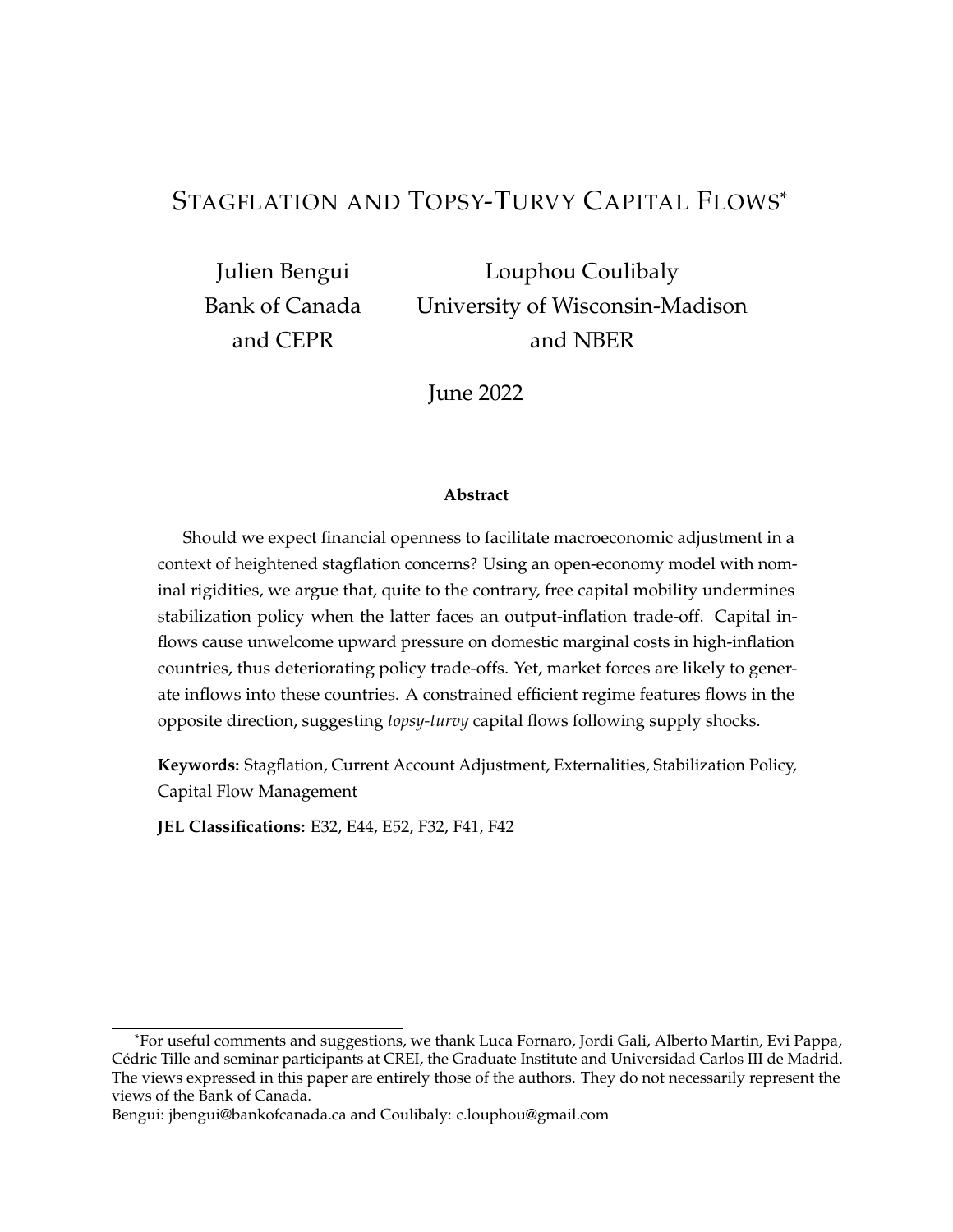# Stagflation and Topsy-Turvy Capital Flows[*]

Julien Bengui
Bank of Canada
and CEPR

Louphou Coulibaly
University of Wisconsin-Madison
and NBER

June 2022

**Abstract**

Should we expect financial openness to facilitate macroeconomic adjustment in a context of heightened stagflation concerns? Using an open-economy model with nominal rigidities, we argue that, quite to the contrary, free capital mobility undermines stabilization policy when the latter faces an output-inflation trade-off. Capital inflows cause unwelcome upward pressure on domestic marginal costs in high-inflation countries, thus deteriorating policy trade-offs. Yet, market forces are likely to generate inflows into these countries. A constrained efficient regime features flows in the opposite direction, suggesting *topsy-turvy* capital flows following supply shocks.

**Keywords:** Stagflation, Current Account Adjustment, Externalities, Stabilization Policy, Capital Flow Management

**JEL Classifications:** E32, E44, E52, F32, F41, F42

---

[*] For useful comments and suggestions, we thank Luca Fornaro, Jordi Gali, Alberto Martin, Evi Pappa, Cédric Tille and seminar participants at CREI, the Graduate Institute and Universidad Carlos III de Madrid. The views expressed in this paper are entirely those of the authors. They do not necessarily represent the views of the Bank of Canada.

Bengui: jbengui@bankofcanada.ca and Coulibaly: c.louphou@gmail.com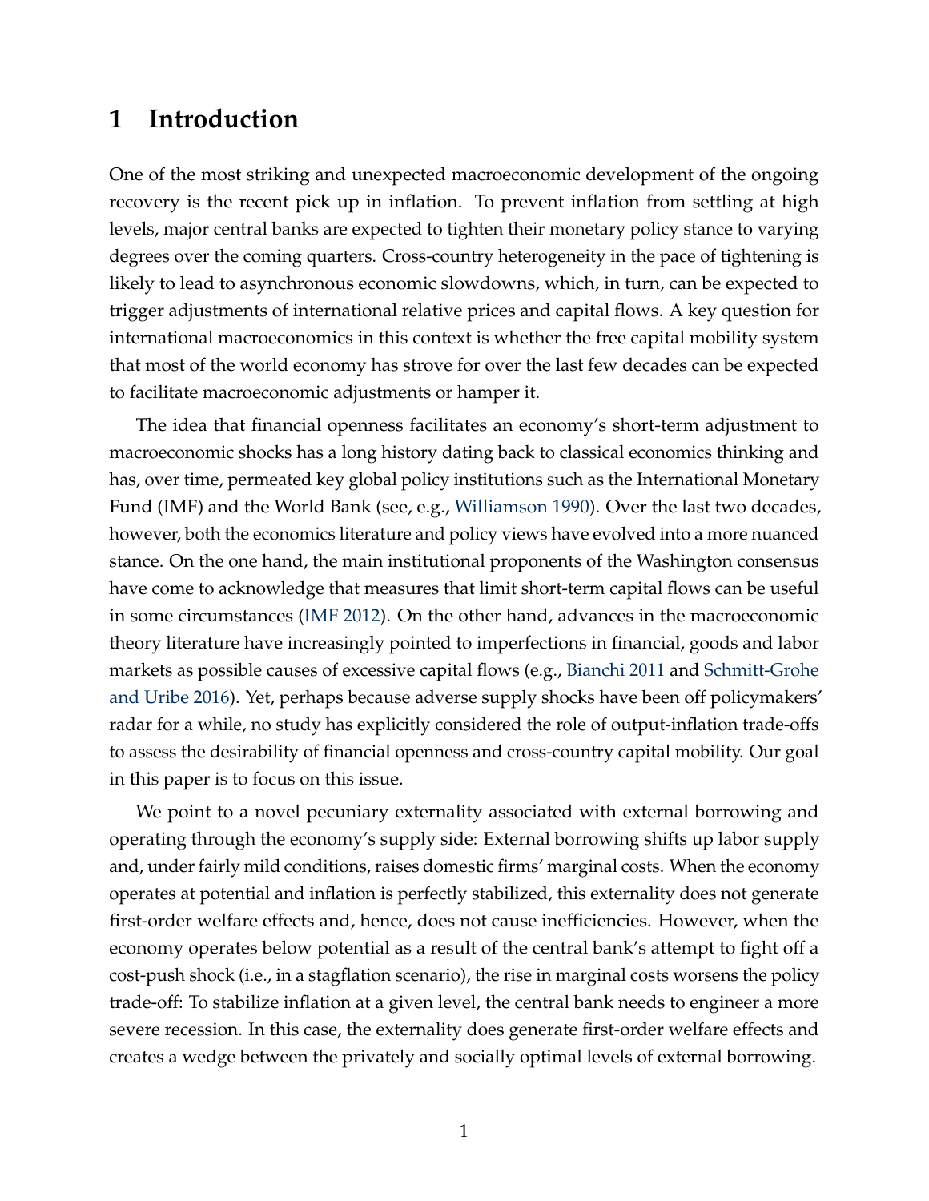# 1 Introduction

One of the most striking and unexpected macroeconomic development of the ongoing recovery is the recent pick up in inflation. To prevent inflation from settling at high levels, major central banks are expected to tighten their monetary policy stance to varying degrees over the coming quarters. Cross-country heterogeneity in the pace of tightening is likely to lead to asynchronous economic slowdowns, which, in turn, can be expected to trigger adjustments of international relative prices and capital flows. A key question for international macroeconomics in this context is whether the free capital mobility system that most of the world economy has strove for over the last few decades can be expected to facilitate macroeconomic adjustments or hamper it.

The idea that financial openness facilitates an economy's short-term adjustment to macroeconomic shocks has a long history dating back to classical economics thinking and has, over time, permeated key global policy institutions such as the International Monetary Fund (IMF) and the World Bank (see, e.g., Williamson 1990). Over the last two decades, however, both the economics literature and policy views have evolved into a more nuanced stance. On the one hand, the main institutional proponents of the Washington consensus have come to acknowledge that measures that limit short-term capital flows can be useful in some circumstances (IMF 2012). On the other hand, advances in the macroeconomic theory literature have increasingly pointed to imperfections in financial, goods and labor markets as possible causes of excessive capital flows (e.g., Bianchi 2011 and Schmitt-Grohe and Uribe 2016). Yet, perhaps because adverse supply shocks have been off policymakers' radar for a while, no study has explicitly considered the role of output-inflation trade-offs to assess the desirability of financial openness and cross-country capital mobility. Our goal in this paper is to focus on this issue.

We point to a novel pecuniary externality associated with external borrowing and operating through the economy's supply side: External borrowing shifts up labor supply and, under fairly mild conditions, raises domestic firms' marginal costs. When the economy operates at potential and inflation is perfectly stabilized, this externality does not generate first-order welfare effects and, hence, does not cause inefficiencies. However, when the economy operates below potential as a result of the central bank's attempt to fight off a cost-push shock (i.e., in a stagflation scenario), the rise in marginal costs worsens the policy trade-off: To stabilize inflation at a given level, the central bank needs to engineer a more severe recession. In this case, the externality does generate first-order welfare effects and creates a wedge between the privately and socially optimal levels of external borrowing.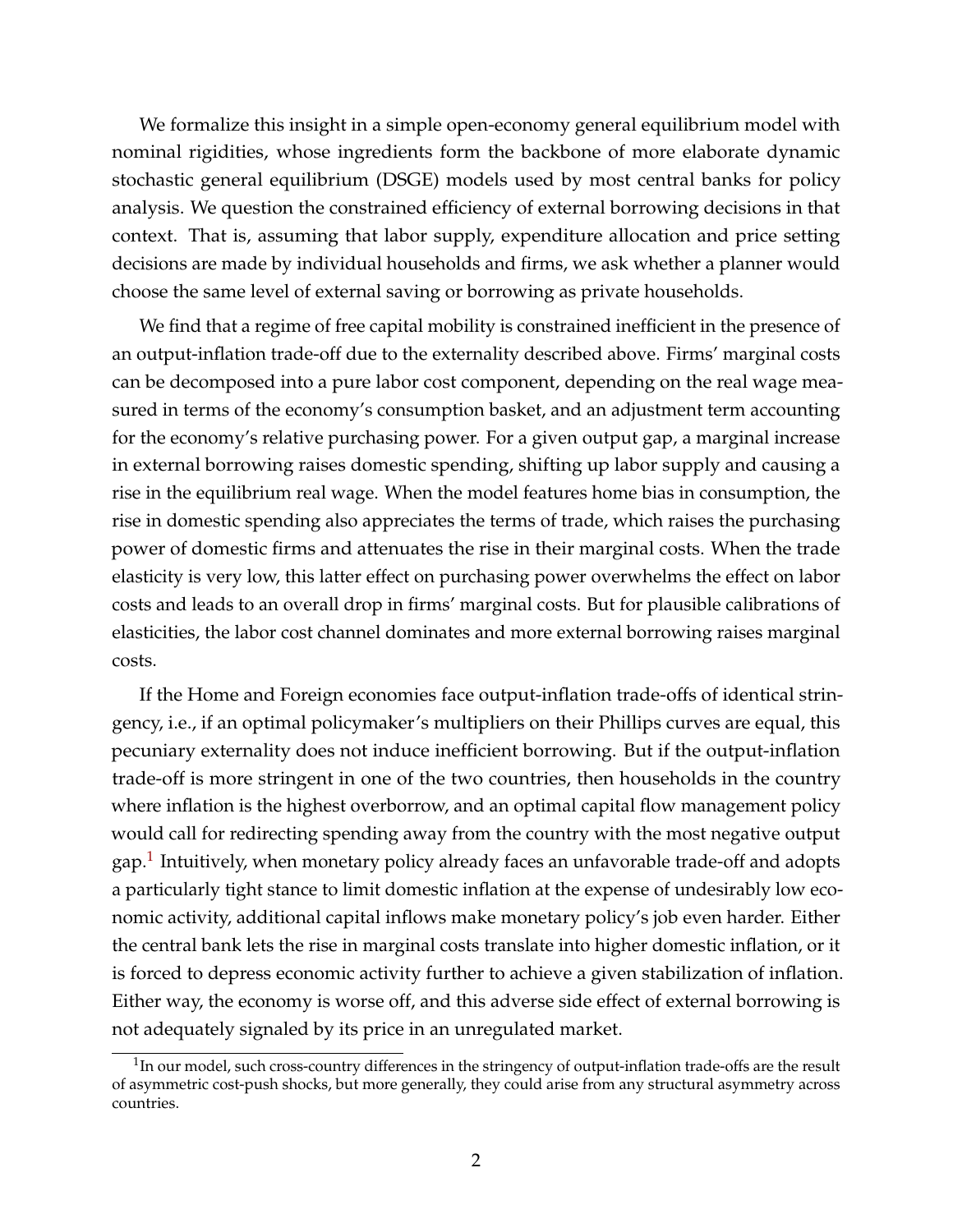We formalize this insight in a simple open-economy general equilibrium model with nominal rigidities, whose ingredients form the backbone of more elaborate dynamic stochastic general equilibrium (DSGE) models used by most central banks for policy analysis. We question the constrained efficiency of external borrowing decisions in that context. That is, assuming that labor supply, expenditure allocation and price setting decisions are made by individual households and firms, we ask whether a planner would choose the same level of external saving or borrowing as private households.

We find that a regime of free capital mobility is constrained inefficient in the presence of an output-inflation trade-off due to the externality described above. Firms' marginal costs can be decomposed into a pure labor cost component, depending on the real wage measured in terms of the economy's consumption basket, and an adjustment term accounting for the economy's relative purchasing power. For a given output gap, a marginal increase in external borrowing raises domestic spending, shifting up labor supply and causing a rise in the equilibrium real wage. When the model features home bias in consumption, the rise in domestic spending also appreciates the terms of trade, which raises the purchasing power of domestic firms and attenuates the rise in their marginal costs. When the trade elasticity is very low, this latter effect on purchasing power overwhelms the effect on labor costs and leads to an overall drop in firms' marginal costs. But for plausible calibrations of elasticities, the labor cost channel dominates and more external borrowing raises marginal costs.

If the Home and Foreign economies face output-inflation trade-offs of identical stringency, i.e., if an optimal policymaker's multipliers on their Phillips curves are equal, this pecuniary externality does not induce inefficient borrowing. But if the output-inflation trade-off is more stringent in one of the two countries, then households in the country where inflation is the highest overborrow, and an optimal capital flow management policy would call for redirecting spending away from the country with the most negative output gap.[1] Intuitively, when monetary policy already faces an unfavorable trade-off and adopts a particularly tight stance to limit domestic inflation at the expense of undesirably low economic activity, additional capital inflows make monetary policy's job even harder. Either the central bank lets the rise in marginal costs translate into higher domestic inflation, or it is forced to depress economic activity further to achieve a given stabilization of inflation. Either way, the economy is worse off, and this adverse side effect of external borrowing is not adequately signaled by its price in an unregulated market.

[1] In our model, such cross-country differences in the stringency of output-inflation trade-offs are the result of asymmetric cost-push shocks, but more generally, they could arise from any structural asymmetry across countries.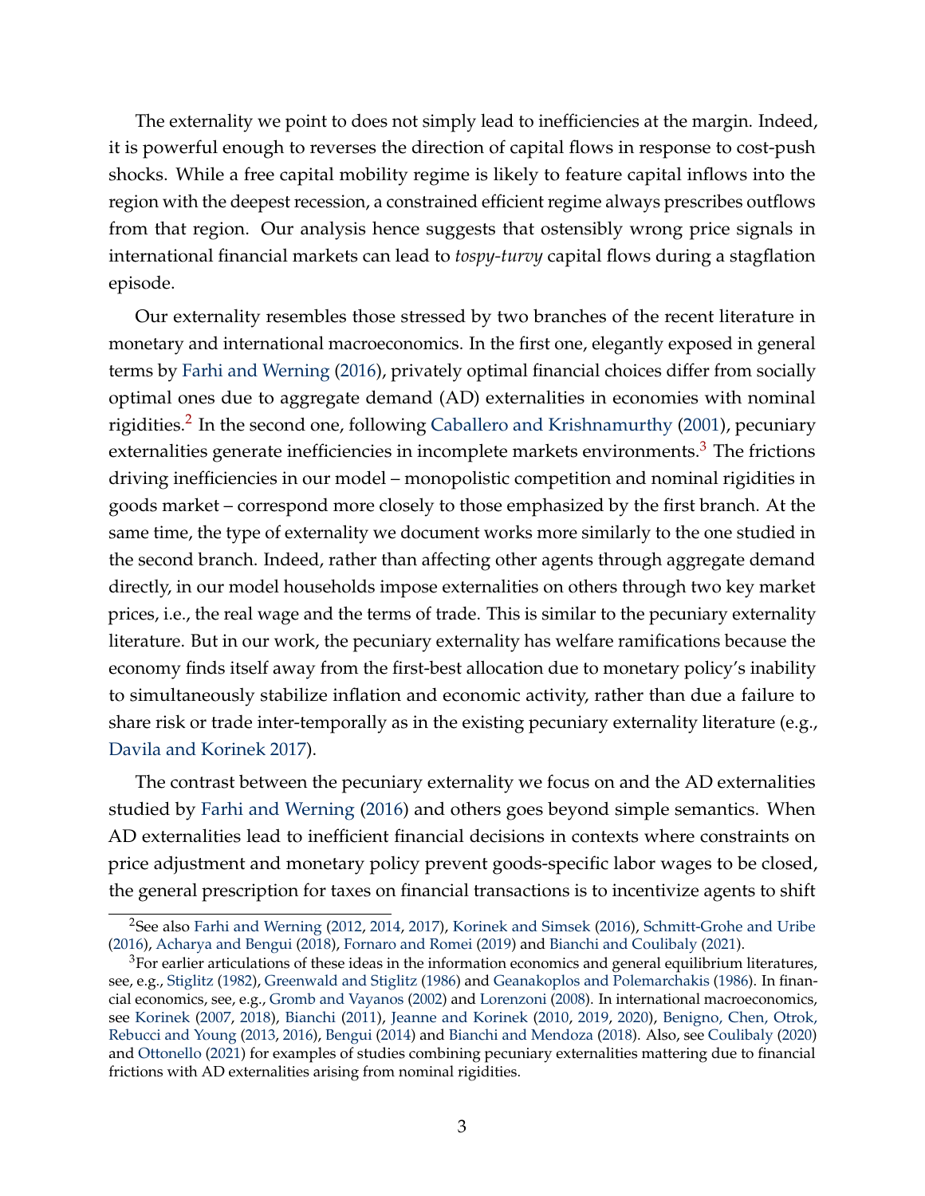The externality we point to does not simply lead to inefficiencies at the margin. Indeed, it is powerful enough to reverses the direction of capital flows in response to cost-push shocks. While a free capital mobility regime is likely to feature capital inflows into the region with the deepest recession, a constrained efficient regime always prescribes outflows from that region. Our analysis hence suggests that ostensibly wrong price signals in international financial markets can lead to *tospy-turvy* capital flows during a stagflation episode.

Our externality resembles those stressed by two branches of the recent literature in monetary and international macroeconomics. In the first one, elegantly exposed in general terms by Farhi and Werning (2016), privately optimal financial choices differ from socially optimal ones due to aggregate demand (AD) externalities in economies with nominal rigidities.[2] In the second one, following Caballero and Krishnamurthy (2001), pecuniary externalities generate inefficiencies in incomplete markets environments.[3] The frictions driving inefficiencies in our model – monopolistic competition and nominal rigidities in goods market – correspond more closely to those emphasized by the first branch. At the same time, the type of externality we document works more similarly to the one studied in the second branch. Indeed, rather than affecting other agents through aggregate demand directly, in our model households impose externalities on others through two key market prices, i.e., the real wage and the terms of trade. This is similar to the pecuniary externality literature. But in our work, the pecuniary externality has welfare ramifications because the economy finds itself away from the first-best allocation due to monetary policy's inability to simultaneously stabilize inflation and economic activity, rather than due a failure to share risk or trade inter-temporally as in the existing pecuniary externality literature (e.g., Davila and Korinek 2017).

The contrast between the pecuniary externality we focus on and the AD externalities studied by Farhi and Werning (2016) and others goes beyond simple semantics. When AD externalities lead to inefficient financial decisions in contexts where constraints on price adjustment and monetary policy prevent goods-specific labor wages to be closed, the general prescription for taxes on financial transactions is to incentivize agents to shift

[2] See also Farhi and Werning (2012, 2014, 2017), Korinek and Simsek (2016), Schmitt-Grohe and Uribe (2016), Acharya and Bengui (2018), Fornaro and Romei (2019) and Bianchi and Coulibaly (2021).

[3] For earlier articulations of these ideas in the information economics and general equilibrium literatures, see, e.g., Stiglitz (1982), Greenwald and Stiglitz (1986) and Geanakoplos and Polemarchakis (1986). In financial economics, see, e.g., Gromb and Vayanos (2002) and Lorenzoni (2008). In international macroeconomics, see Korinek (2007, 2018), Bianchi (2011), Jeanne and Korinek (2010, 2019, 2020), Benigno, Chen, Otrok, Rebucci and Young (2013, 2016), Bengui (2014) and Bianchi and Mendoza (2018). Also, see Coulibaly (2020) and Ottonello (2021) for examples of studies combining pecuniary externalities mattering due to financial frictions with AD externalities arising from nominal rigidities.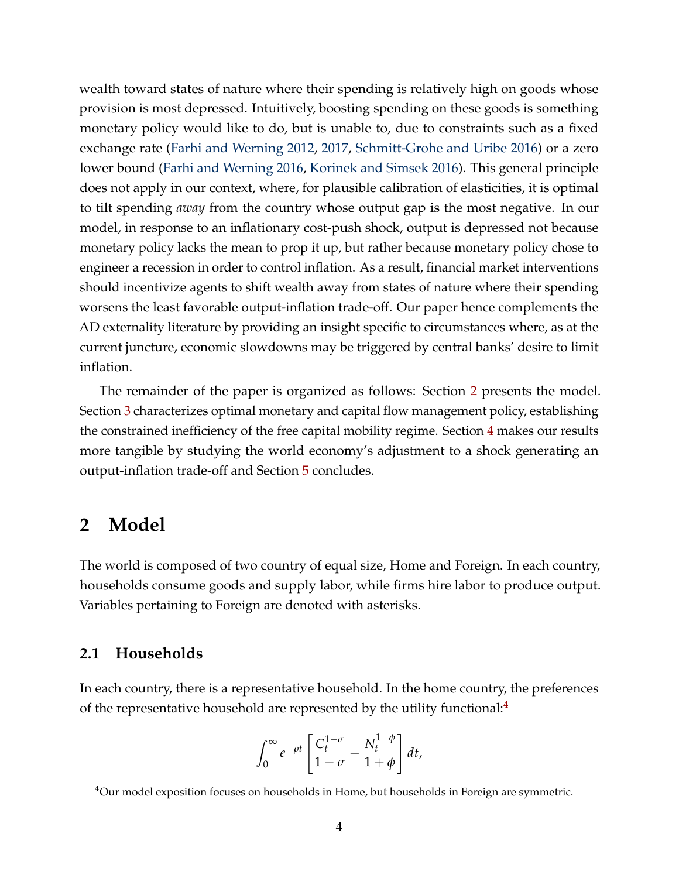wealth toward states of nature where their spending is relatively high on goods whose provision is most depressed. Intuitively, boosting spending on these goods is something monetary policy would like to do, but is unable to, due to constraints such as a fixed exchange rate (Farhi and Werning 2012, 2017, Schmitt-Grohe and Uribe 2016) or a zero lower bound (Farhi and Werning 2016, Korinek and Simsek 2016). This general principle does not apply in our context, where, for plausible calibration of elasticities, it is optimal to tilt spending *away* from the country whose output gap is the most negative. In our model, in response to an inflationary cost-push shock, output is depressed not because monetary policy lacks the mean to prop it up, but rather because monetary policy chose to engineer a recession in order to control inflation. As a result, financial market interventions should incentivize agents to shift wealth away from states of nature where their spending worsens the least favorable output-inflation trade-off. Our paper hence complements the AD externality literature by providing an insight specific to circumstances where, as at the current juncture, economic slowdowns may be triggered by central banks' desire to limit inflation.

The remainder of the paper is organized as follows: Section 2 presents the model. Section 3 characterizes optimal monetary and capital flow management policy, establishing the constrained inefficiency of the free capital mobility regime. Section 4 makes our results more tangible by studying the world economy's adjustment to a shock generating an output-inflation trade-off and Section 5 concludes.

# 2 Model

The world is composed of two country of equal size, Home and Foreign. In each country, households consume goods and supply labor, while firms hire labor to produce output. Variables pertaining to Foreign are denoted with asterisks.

## 2.1 Households

In each country, there is a representative household. In the home country, the preferences of the representative household are represented by the utility functional:[4]

$$\int_0^\infty e^{-\rho t} \left[ \frac{C_t^{1-\sigma}}{1-\sigma} - \frac{N_t^{1+\phi}}{1+\phi} \right] dt,$$

[4]Our model exposition focuses on households in Home, but households in Foreign are symmetric.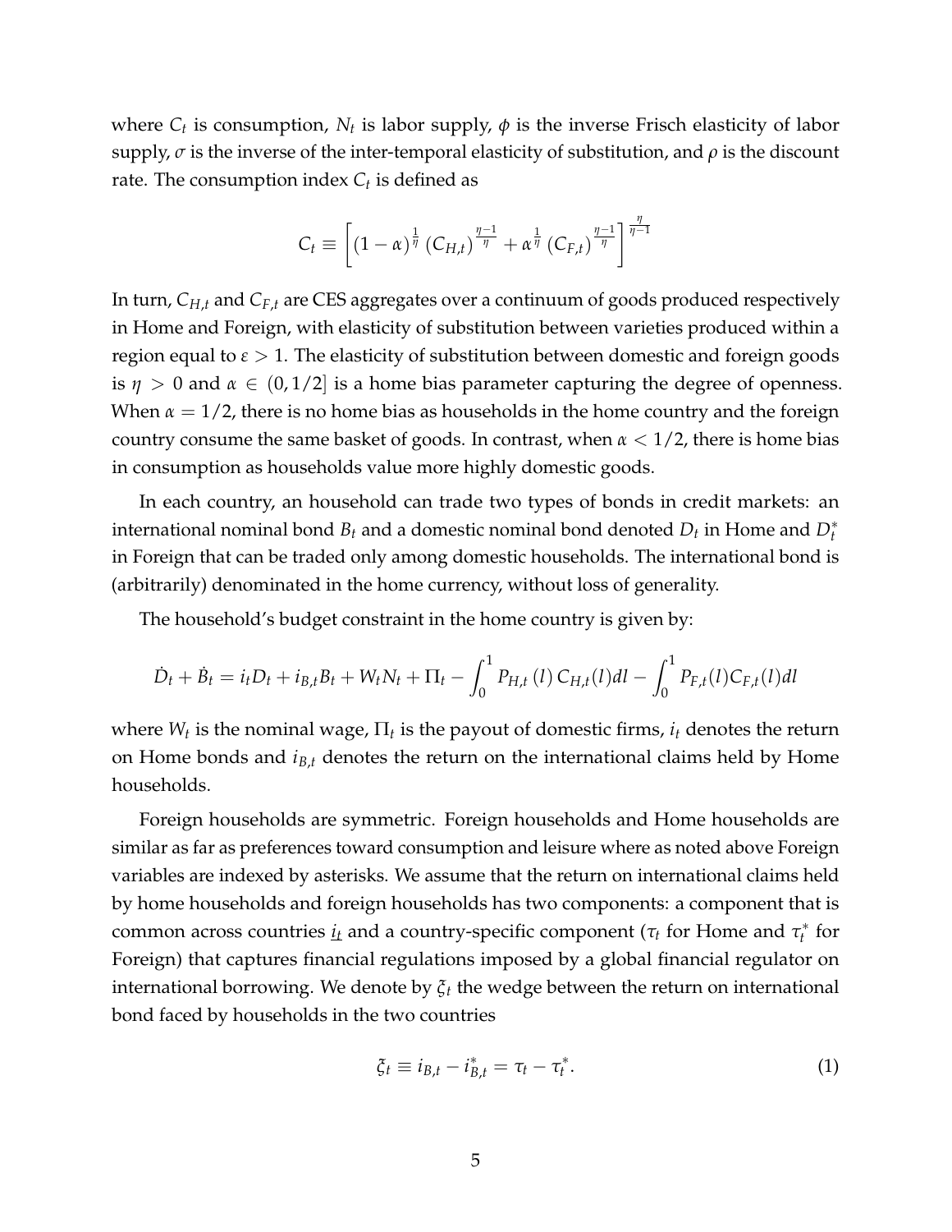where $C_t$ is consumption, $N_t$ is labor supply, $\phi$ is the inverse Frisch elasticity of labor supply, $\sigma$ is the inverse of the inter-temporal elasticity of substitution, and $\rho$ is the discount rate. The consumption index $C_t$ is defined as

$$C_t \equiv \left[ (1-\alpha)^{\frac{1}{\eta}} \left(C_{H,t}\right)^{\frac{\eta-1}{\eta}} + \alpha^{\frac{1}{\eta}} \left(C_{F,t}\right)^{\frac{\eta-1}{\eta}} \right]^{\frac{\eta}{\eta-1}}$$

In turn, $C_{H,t}$ and $C_{F,t}$ are CES aggregates over a continuum of goods produced respectively in Home and Foreign, with elasticity of substitution between varieties produced within a region equal to $\varepsilon > 1$. The elasticity of substitution between domestic and foreign goods is $\eta > 0$ and $\alpha \in (0, 1/2]$ is a home bias parameter capturing the degree of openness. When $\alpha = 1/2$, there is no home bias as households in the home country and the foreign country consume the same basket of goods. In contrast, when $\alpha < 1/2$, there is home bias in consumption as households value more highly domestic goods.

In each country, an household can trade two types of bonds in credit markets: an international nominal bond $B_t$ and a domestic nominal bond denoted $D_t$ in Home and $D_t^*$ in Foreign that can be traded only among domestic households. The international bond is (arbitrarily) denominated in the home currency, without loss of generality.

The household's budget constraint in the home country is given by:

$$\dot{D}_t + \dot{B}_t = i_t D_t + i_{B,t} B_t + W_t N_t + \Pi_t - \int_0^1 P_{H,t}(l)\, C_{H,t}(l) dl - \int_0^1 P_{F,t}(l) C_{F,t}(l) dl$$

where $W_t$ is the nominal wage, $\Pi_t$ is the payout of domestic firms, $i_t$ denotes the return on Home bonds and $i_{B,t}$ denotes the return on the international claims held by Home households.

Foreign households are symmetric. Foreign households and Home households are similar as far as preferences toward consumption and leisure where as noted above Foreign variables are indexed by asterisks. We assume that the return on international claims held by home households and foreign households has two components: a component that is common across countries $\underline{i_t}$ and a country-specific component ($\tau_t$ for Home and $\tau_t^*$ for Foreign) that captures financial regulations imposed by a global financial regulator on international borrowing. We denote by $\xi_t$ the wedge between the return on international bond faced by households in the two countries

$$\xi_t \equiv i_{B,t} - i_{B,t}^* = \tau_t - \tau_t^*. \tag{1}$$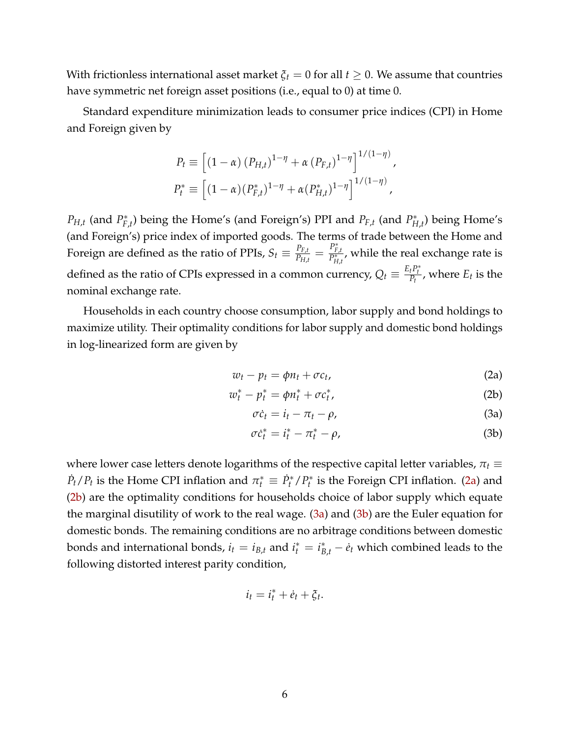With frictionless international asset market $\xi_t = 0$ for all $t \geq 0$. We assume that countries have symmetric net foreign asset positions (i.e., equal to 0) at time 0.

Standard expenditure minimization leads to consumer price indices (CPI) in Home and Foreign given by

$$P_t \equiv \left[(1-\alpha)\left(P_{H,t}\right)^{1-\eta} + \alpha\left(P_{F,t}\right)^{1-\eta}\right]^{1/(1-\eta)},$$
$$P_t^* \equiv \left[(1-\alpha)(P_{F,t}^*)^{1-\eta} + \alpha(P_{H,t}^*)^{1-\eta}\right]^{1/(1-\eta)},$$

$P_{H,t}$ (and $P_{F,t}^*$) being the Home's (and Foreign's) PPI and $P_{F,t}$ (and $P_{H,t}^*$) being Home's (and Foreign's) price index of imported goods. The terms of trade between the Home and Foreign are defined as the ratio of PPIs, $S_t \equiv \frac{P_{F,t}}{P_{H,t}} = \frac{P_{F,t}^*}{P_{H,t}^*}$, while the real exchange rate is defined as the ratio of CPIs expressed in a common currency, $Q_t \equiv \frac{E_t P_t^*}{P_t}$, where $E_t$ is the nominal exchange rate.

Households in each country choose consumption, labor supply and bond holdings to maximize utility. Their optimality conditions for labor supply and domestic bond holdings in log-linearized form are given by

$$w_t - p_t = \phi n_t + \sigma c_t, \tag{2a}$$
$$w_t^* - p_t^* = \phi n_t^* + \sigma c_t^*, \tag{2b}$$
$$\sigma \dot{c}_t = i_t - \pi_t - \rho, \tag{3a}$$
$$\sigma \dot{c}_t^* = i_t^* - \pi_t^* - \rho, \tag{3b}$$

where lower case letters denote logarithms of the respective capital letter variables, $\pi_t \equiv \dot{P}_t / P_t$ is the Home CPI inflation and $\pi_t^* \equiv \dot{P}_t^* / P_t^*$ is the Foreign CPI inflation. (2a) and (2b) are the optimality conditions for households choice of labor supply which equate the marginal disutility of work to the real wage. (3a) and (3b) are the Euler equation for domestic bonds. The remaining conditions are no arbitrage conditions between domestic bonds and international bonds, $i_t = i_{B,t}$ and $i_t^* = i_{B,t}^* - \dot{e}_t$ which combined leads to the following distorted interest parity condition,

$$i_t = i_t^* + \dot{e}_t + \xi_t.$$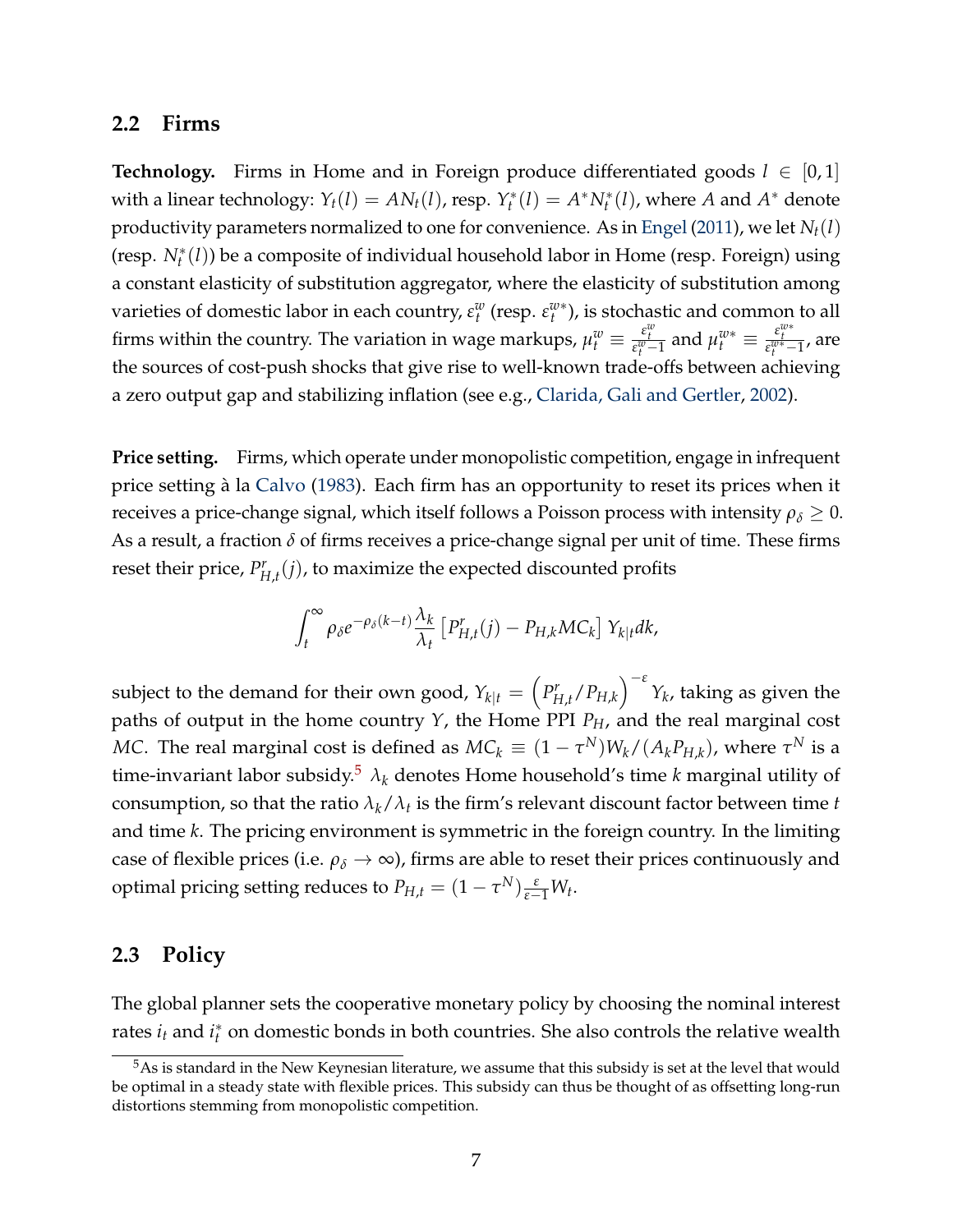## 2.2 Firms

**Technology.** Firms in Home and in Foreign produce differentiated goods $l \in [0,1]$ with a linear technology: $Y_t(l) = AN_t(l)$, resp. $Y_t^*(l) = A^* N_t^*(l)$, where $A$ and $A^*$ denote productivity parameters normalized to one for convenience. As in Engel (2011), we let $N_t(l)$ (resp. $N_t^*(l)$) be a composite of individual household labor in Home (resp. Foreign) using a constant elasticity of substitution aggregator, where the elasticity of substitution among varieties of domestic labor in each country, $\varepsilon_t^w$ (resp. $\varepsilon_t^{w*}$), is stochastic and common to all firms within the country. The variation in wage markups, $\mu_t^w \equiv \frac{\varepsilon_t^w}{\varepsilon_t^w - 1}$ and $\mu_t^{w*} \equiv \frac{\varepsilon_t^{w*}}{\varepsilon_t^{w*} - 1}$, are the sources of cost-push shocks that give rise to well-known trade-offs between achieving a zero output gap and stabilizing inflation (see e.g., Clarida, Gali and Gertler, 2002).

**Price setting.** Firms, which operate under monopolistic competition, engage in infrequent price setting à la Calvo (1983). Each firm has an opportunity to reset its prices when it receives a price-change signal, which itself follows a Poisson process with intensity $\rho_\delta \geq 0$. As a result, a fraction $\delta$ of firms receives a price-change signal per unit of time. These firms reset their price, $P_{H,t}^r(j)$, to maximize the expected discounted profits

$$\int_t^\infty \rho_\delta e^{-\rho_\delta (k-t)} \frac{\lambda_k}{\lambda_t} \left[ P_{H,t}^r(j) - P_{H,k} MC_k \right] Y_{k|t} dk,$$

subject to the demand for their own good, $Y_{k|t} = \left( P_{H,t}^r / P_{H,k} \right)^{-\varepsilon} Y_k$, taking as given the paths of output in the home country $Y$, the Home PPI $P_H$, and the real marginal cost $MC$. The real marginal cost is defined as $MC_k \equiv (1 - \tau^N) W_k / (A_k P_{H,k})$, where $\tau^N$ is a time-invariant labor subsidy.[5] $\lambda_k$ denotes Home household's time $k$ marginal utility of consumption, so that the ratio $\lambda_k / \lambda_t$ is the firm's relevant discount factor between time $t$ and time $k$. The pricing environment is symmetric in the foreign country. In the limiting case of flexible prices (i.e. $\rho_\delta \to \infty$), firms are able to reset their prices continuously and optimal pricing setting reduces to $P_{H,t} = (1 - \tau^N) \frac{\varepsilon}{\varepsilon - 1} W_t$.

## 2.3 Policy

The global planner sets the cooperative monetary policy by choosing the nominal interest rates $i_t$ and $i_t^*$ on domestic bonds in both countries. She also controls the relative wealth

[5] As is standard in the New Keynesian literature, we assume that this subsidy is set at the level that would be optimal in a steady state with flexible prices. This subsidy can thus be thought of as offsetting long-run distortions stemming from monopolistic competition.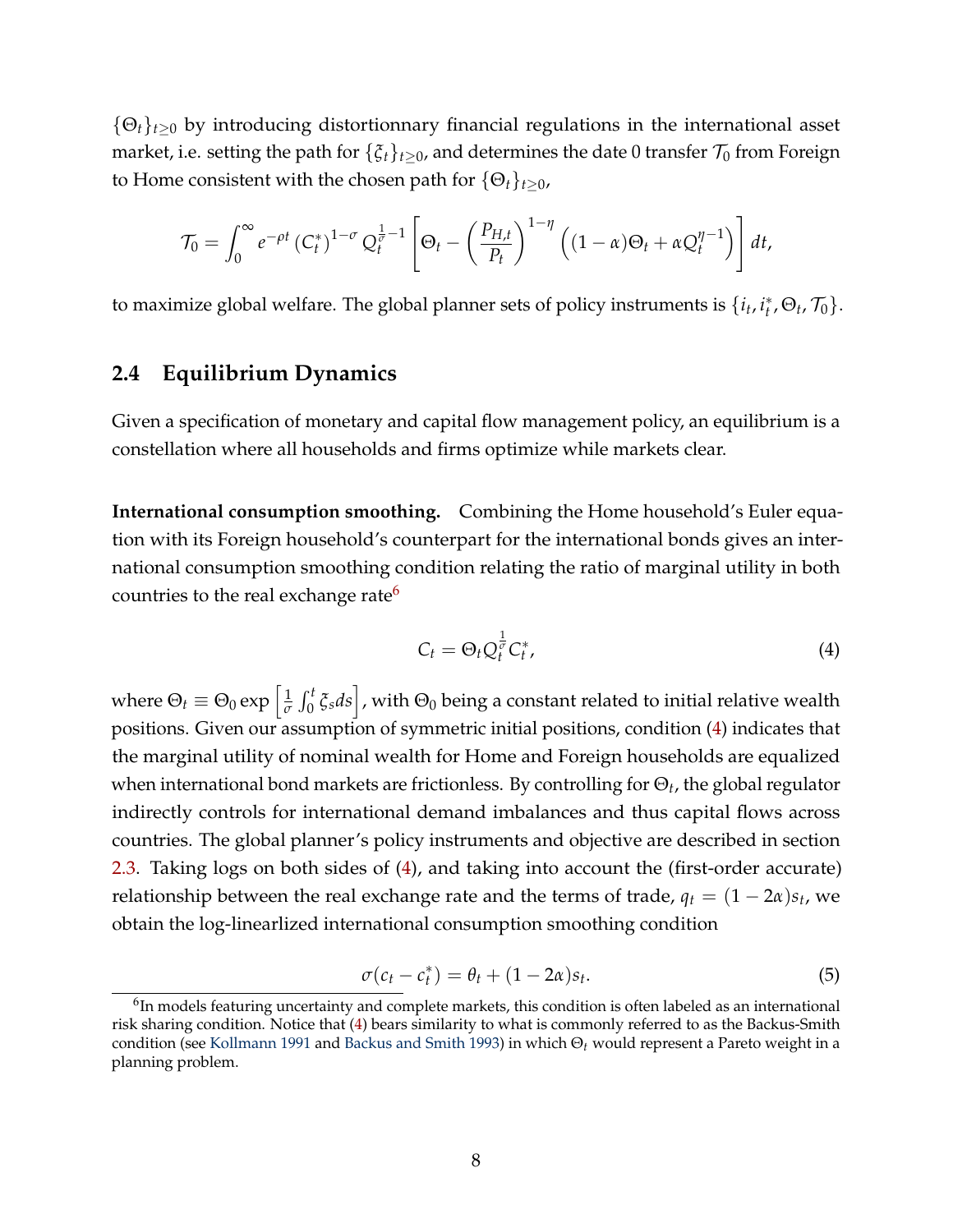$\{\Theta_t\}_{t\geq 0}$ by introducing distortionnary financial regulations in the international asset market, i.e. setting the path for $\{\xi_t\}_{t\geq 0}$, and determines the date 0 transfer $\mathcal{T}_0$ from Foreign to Home consistent with the chosen path for $\{\Theta_t\}_{t\geq 0}$,

$$\mathcal{T}_0 = \int_0^\infty e^{-\rho t} \left(C_t^*\right)^{1-\sigma} Q_t^{\frac{1}{\sigma}-1} \left[\Theta_t - \left(\frac{P_{H,t}}{P_t}\right)^{1-\eta} \left((1-\alpha)\Theta_t + \alpha Q_t^{\eta-1}\right)\right] dt,$$

to maximize global welfare. The global planner sets of policy instruments is $\{i_t, i_t^*, \Theta_t, \mathcal{T}_0\}$.

## 2.4 Equilibrium Dynamics

Given a specification of monetary and capital flow management policy, an equilibrium is a constellation where all households and firms optimize while markets clear.

**International consumption smoothing.** Combining the Home household's Euler equation with its Foreign household's counterpart for the international bonds gives an international consumption smoothing condition relating the ratio of marginal utility in both countries to the real exchange rate[6]

$$C_t = \Theta_t Q_t^{\frac{1}{\sigma}} C_t^*, \tag{4}$$

where $\Theta_t \equiv \Theta_0 \exp\left[\frac{1}{\sigma}\int_0^t \xi_s ds\right]$, with $\Theta_0$ being a constant related to initial relative wealth positions. Given our assumption of symmetric initial positions, condition (4) indicates that the marginal utility of nominal wealth for Home and Foreign households are equalized when international bond markets are frictionless. By controlling for $\Theta_t$, the global regulator indirectly controls for international demand imbalances and thus capital flows across countries. The global planner's policy instruments and objective are described in section 2.3. Taking logs on both sides of (4), and taking into account the (first-order accurate) relationship between the real exchange rate and the terms of trade, $q_t = (1-2\alpha)s_t$, we obtain the log-linearlized international consumption smoothing condition

$$\sigma(c_t - c_t^*) = \theta_t + (1-2\alpha)s_t. \tag{5}$$

[6] In models featuring uncertainty and complete markets, this condition is often labeled as an international risk sharing condition. Notice that (4) bears similarity to what is commonly referred to as the Backus-Smith condition (see Kollmann 1991 and Backus and Smith 1993) in which $\Theta_t$ would represent a Pareto weight in a planning problem.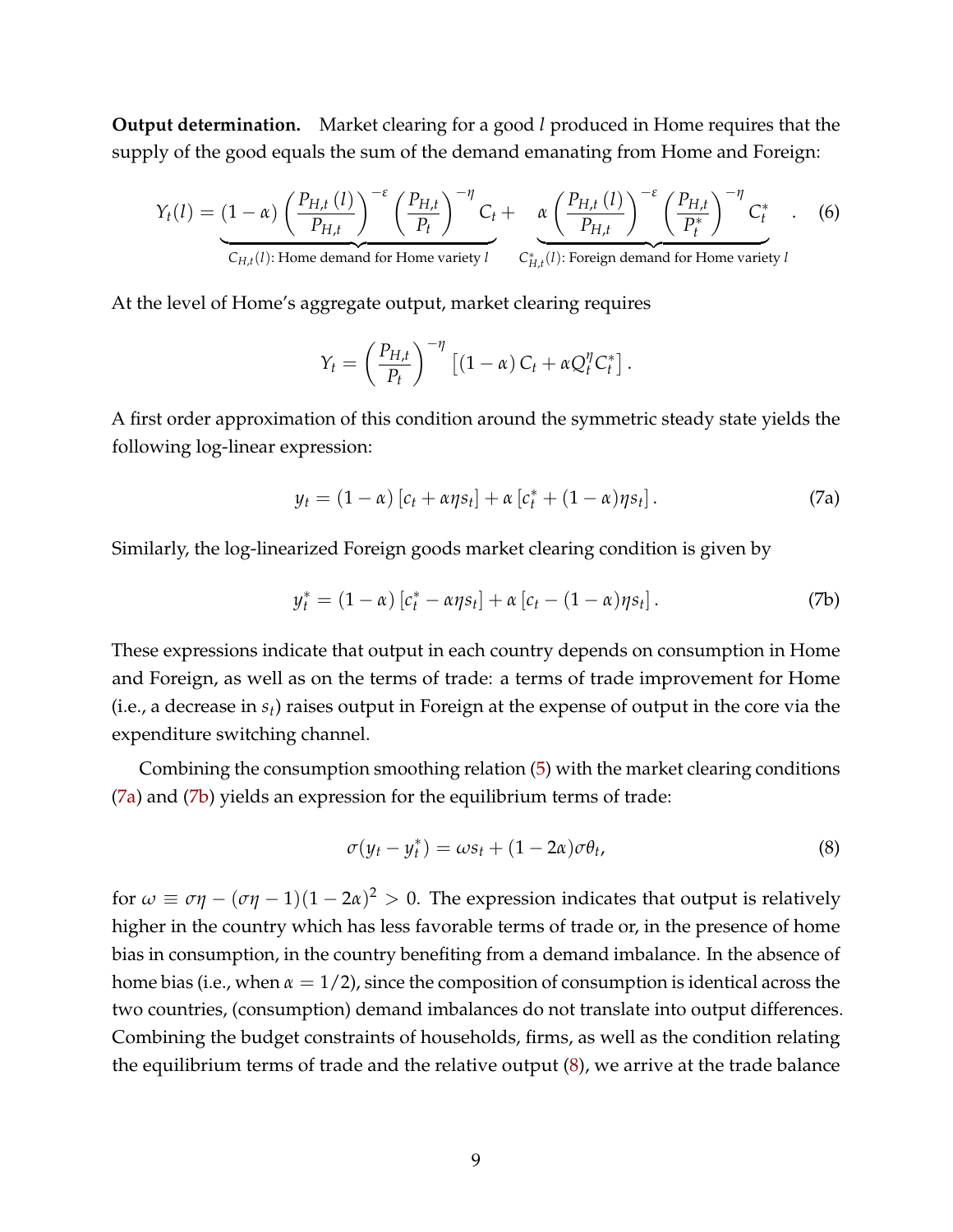**Output determination.** Market clearing for a good $l$ produced in Home requires that the supply of the good equals the sum of the demand emanating from Home and Foreign:

$$Y_t(l) = \underbrace{(1-\alpha)\left(\frac{P_{H,t}(l)}{P_{H,t}}\right)^{-\varepsilon}\left(\frac{P_{H,t}}{P_t}\right)^{-\eta} C_t}_{C_{H,t}(l)\text{: Home demand for Home variety } l} + \underbrace{\alpha\left(\frac{P_{H,t}(l)}{P_{H,t}}\right)^{-\varepsilon}\left(\frac{P_{H,t}}{P_t^*}\right)^{-\eta} C_t^*}_{C_{H,t}^*(l)\text{: Foreign demand for Home variety } l}. \tag{6}$$

At the level of Home's aggregate output, market clearing requires

$$Y_t = \left(\frac{P_{H,t}}{P_t}\right)^{-\eta}\left[(1-\alpha)C_t + \alpha Q_t^{\eta} C_t^*\right].$$

A first order approximation of this condition around the symmetric steady state yields the following log-linear expression:

$$y_t = (1-\alpha)\left[c_t + \alpha\eta s_t\right] + \alpha\left[c_t^* + (1-\alpha)\eta s_t\right]. \tag{7a}$$

Similarly, the log-linearized Foreign goods market clearing condition is given by

$$y_t^* = (1-\alpha)\left[c_t^* - \alpha\eta s_t\right] + \alpha\left[c_t - (1-\alpha)\eta s_t\right]. \tag{7b}$$

These expressions indicate that output in each country depends on consumption in Home and Foreign, as well as on the terms of trade: a terms of trade improvement for Home (i.e., a decrease in $s_t$) raises output in Foreign at the expense of output in the core via the expenditure switching channel.

Combining the consumption smoothing relation (5) with the market clearing conditions (7a) and (7b) yields an expression for the equilibrium terms of trade:

$$\sigma(y_t - y_t^*) = \omega s_t + (1-2\alpha)\sigma\theta_t, \tag{8}$$

for $\omega \equiv \sigma\eta - (\sigma\eta - 1)(1-2\alpha)^2 > 0$. The expression indicates that output is relatively higher in the country which has less favorable terms of trade or, in the presence of home bias in consumption, in the country benefiting from a demand imbalance. In the absence of home bias (i.e., when $\alpha = 1/2$), since the composition of consumption is identical across the two countries, (consumption) demand imbalances do not translate into output differences. Combining the budget constraints of households, firms, as well as the condition relating the equilibrium terms of trade and the relative output (8), we arrive at the trade balance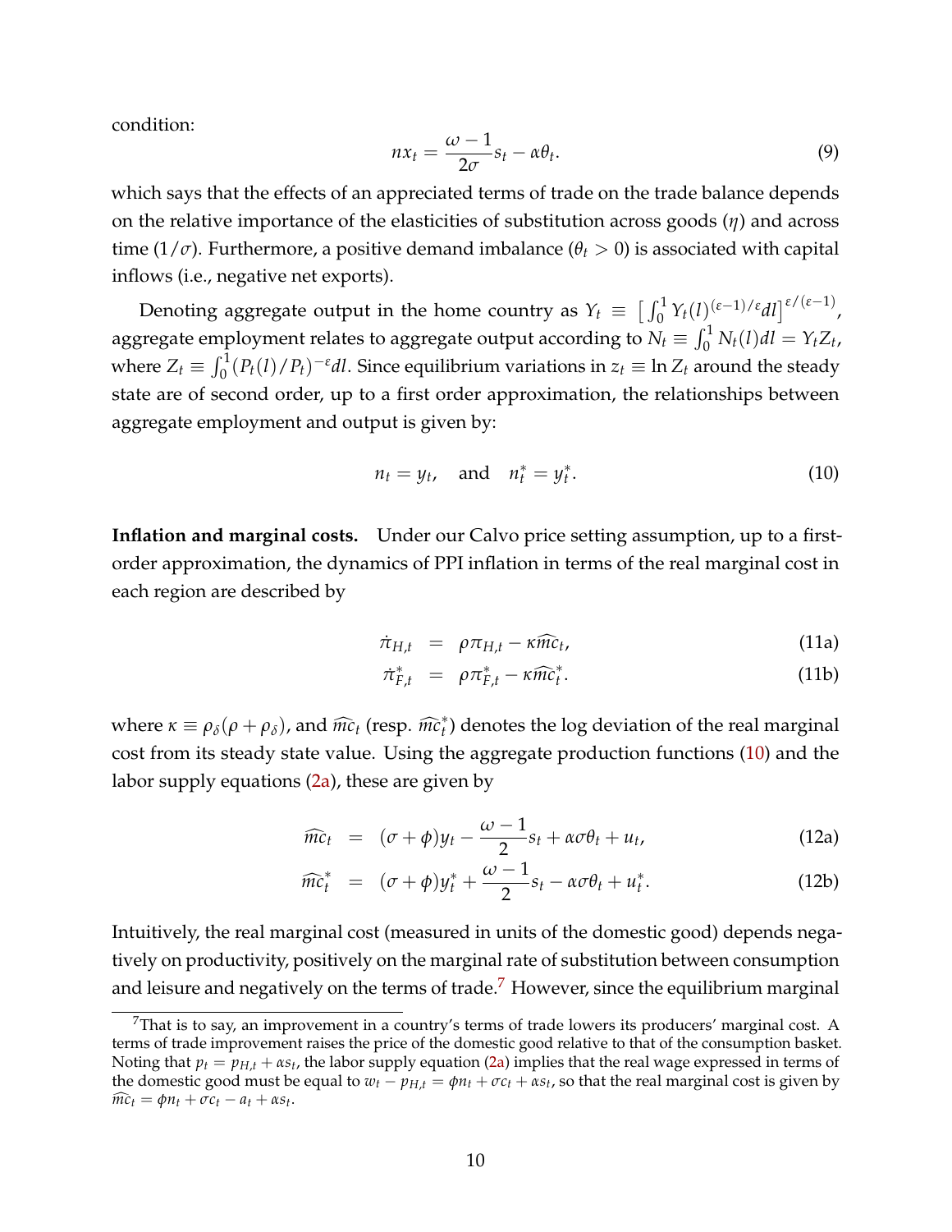condition:

$$nx_t = \frac{\omega - 1}{2\sigma} s_t - \alpha\theta_t. \tag{9}$$

which says that the effects of an appreciated terms of trade on the trade balance depends on the relative importance of the elasticities of substitution across goods ($\eta$) and across time ($1/\sigma$). Furthermore, a positive demand imbalance ($\theta_t > 0$) is associated with capital inflows (i.e., negative net exports).

Denoting aggregate output in the home country as $Y_t \equiv \left[\int_0^1 Y_t(l)^{(\varepsilon-1)/\varepsilon} dl\right]^{\varepsilon/(\varepsilon-1)}$, aggregate employment relates to aggregate output according to $N_t \equiv \int_0^1 N_t(l)dl = Y_t Z_t$, where $Z_t \equiv \int_0^1 (P_t(l)/P_t)^{-\varepsilon} dl$. Since equilibrium variations in $z_t \equiv \ln Z_t$ around the steady state are of second order, up to a first order approximation, the relationships between aggregate employment and output is given by:

$$n_t = y_t, \quad \text{and} \quad n_t^* = y_t^*. \tag{10}$$

**Inflation and marginal costs.** Under our Calvo price setting assumption, up to a first-order approximation, the dynamics of PPI inflation in terms of the real marginal cost in each region are described by

$$\dot{\pi}_{H,t} = \rho\pi_{H,t} - \kappa\widehat{mc}_t, \tag{11a}$$

$$\dot{\pi}_{F,t}^* = \rho\pi_{F,t}^* - \kappa\widehat{mc}_t^*. \tag{11b}$$

where $\kappa \equiv \rho_\delta(\rho + \rho_\delta)$, and $\widehat{mc}_t$ (resp. $\widehat{mc}_t^*$) denotes the log deviation of the real marginal cost from its steady state value. Using the aggregate production functions (10) and the labor supply equations (2a), these are given by

$$\widehat{mc}_t = (\sigma + \phi)y_t - \frac{\omega - 1}{2} s_t + \alpha\sigma\theta_t + u_t, \tag{12a}$$

$$\widehat{mc}_t^* = (\sigma + \phi)y_t^* + \frac{\omega - 1}{2} s_t - \alpha\sigma\theta_t + u_t^*. \tag{12b}$$

Intuitively, the real marginal cost (measured in units of the domestic good) depends negatively on productivity, positively on the marginal rate of substitution between consumption and leisure and negatively on the terms of trade.[7] However, since the equilibrium marginal

[7] That is to say, an improvement in a country's terms of trade lowers its producers' marginal cost. A terms of trade improvement raises the price of the domestic good relative to that of the consumption basket. Noting that $p_t = p_{H,t} + \alpha s_t$, the labor supply equation (2a) implies that the real wage expressed in terms of the domestic good must be equal to $w_t - p_{H,t} = \phi n_t + \sigma c_t + \alpha s_t$, so that the real marginal cost is given by $\widehat{mc}_t = \phi n_t + \sigma c_t - a_t + \alpha s_t$.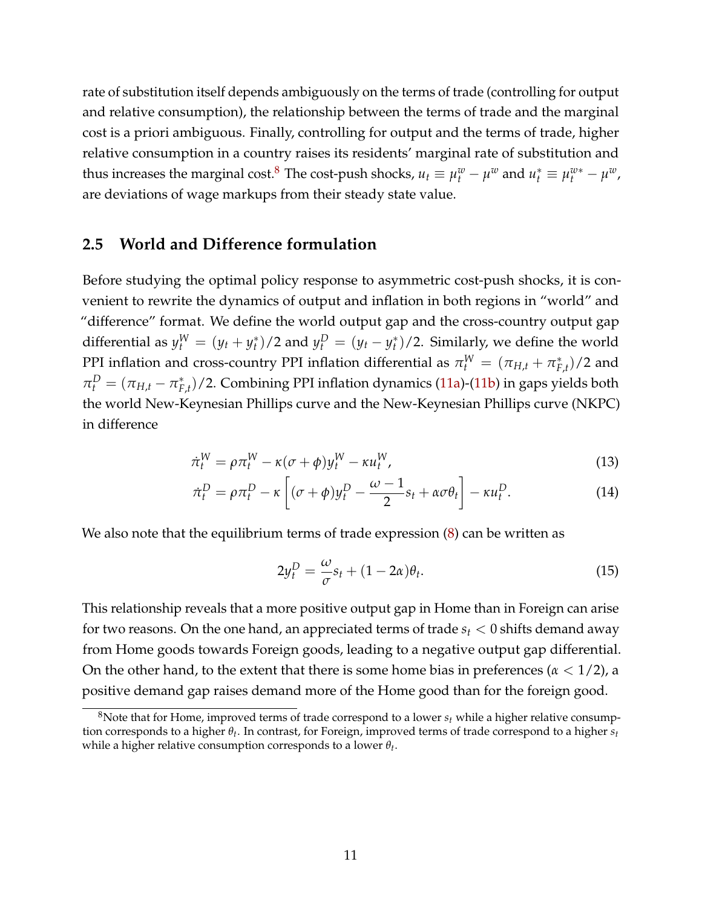rate of substitution itself depends ambiguously on the terms of trade (controlling for output and relative consumption), the relationship between the terms of trade and the marginal cost is a priori ambiguous. Finally, controlling for output and the terms of trade, higher relative consumption in a country raises its residents' marginal rate of substitution and thus increases the marginal cost.[8] The cost-push shocks, $u_t \equiv \mu_t^w - \mu^w$ and $u_t^* \equiv \mu_t^{w*} - \mu^w$, are deviations of wage markups from their steady state value.

## 2.5 World and Difference formulation

Before studying the optimal policy response to asymmetric cost-push shocks, it is convenient to rewrite the dynamics of output and inflation in both regions in "world" and "difference" format. We define the world output gap and the cross-country output gap differential as $y_t^W = (y_t + y_t^*)/2$ and $y_t^D = (y_t - y_t^*)/2$. Similarly, we define the world PPI inflation and cross-country PPI inflation differential as $\pi_t^W = (\pi_{H,t} + \pi_{F,t}^*)/2$ and $\pi_t^D = (\pi_{H,t} - \pi_{F,t}^*)/2$. Combining PPI inflation dynamics (11a)-(11b) in gaps yields both the world New-Keynesian Phillips curve and the New-Keynesian Phillips curve (NKPC) in difference

$$\dot{\pi}_t^W = \rho \pi_t^W - \kappa(\sigma + \phi) y_t^W - \kappa u_t^W, \tag{13}$$

$$\dot{\pi}_t^D = \rho \pi_t^D - \kappa \left[ (\sigma + \phi) y_t^D - \frac{\omega - 1}{2} s_t + \alpha \sigma \theta_t \right] - \kappa u_t^D. \tag{14}$$

We also note that the equilibrium terms of trade expression (8) can be written as

$$2y_t^D = \frac{\omega}{\sigma} s_t + (1 - 2\alpha)\theta_t. \tag{15}$$

This relationship reveals that a more positive output gap in Home than in Foreign can arise for two reasons. On the one hand, an appreciated terms of trade $s_t < 0$ shifts demand away from Home goods towards Foreign goods, leading to a negative output gap differential. On the other hand, to the extent that there is some home bias in preferences ($\alpha < 1/2$), a positive demand gap raises demand more of the Home good than for the foreign good.

[8] Note that for Home, improved terms of trade correspond to a lower $s_t$ while a higher relative consumption corresponds to a higher $\theta_t$. In contrast, for Foreign, improved terms of trade correspond to a higher $s_t$ while a higher relative consumption corresponds to a lower $\theta_t$.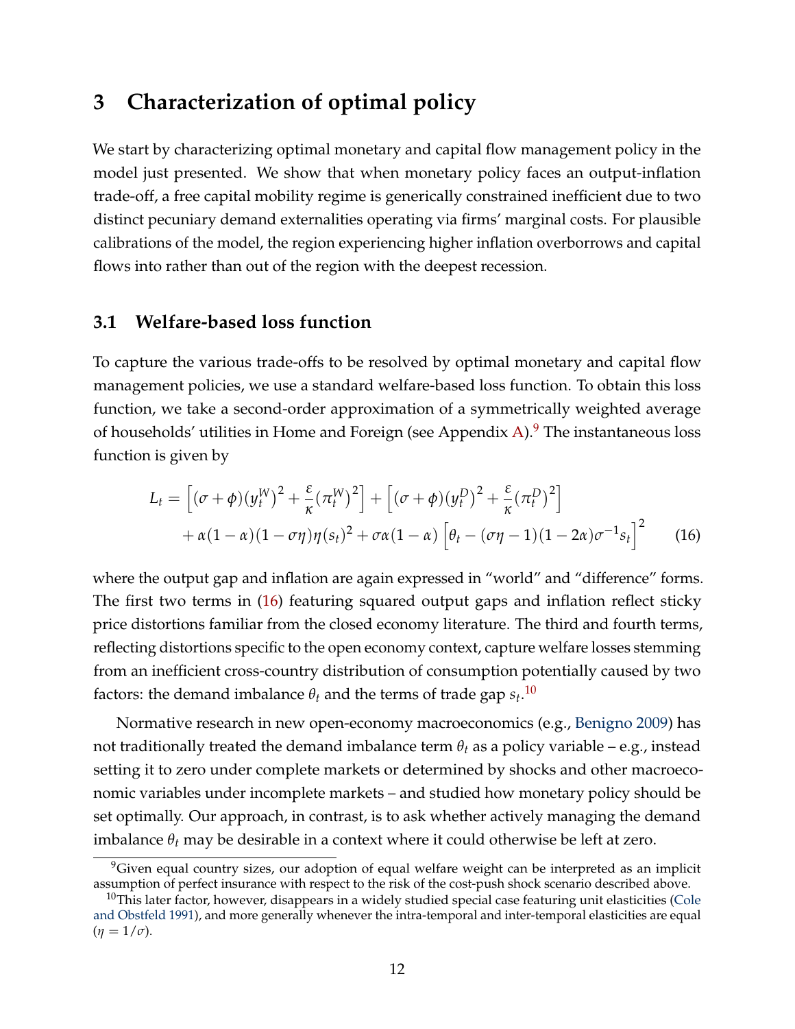# 3 Characterization of optimal policy

We start by characterizing optimal monetary and capital flow management policy in the model just presented. We show that when monetary policy faces an output-inflation trade-off, a free capital mobility regime is generically constrained inefficient due to two distinct pecuniary demand externalities operating via firms' marginal costs. For plausible calibrations of the model, the region experiencing higher inflation overborrows and capital flows into rather than out of the region with the deepest recession.

## 3.1 Welfare-based loss function

To capture the various trade-offs to be resolved by optimal monetary and capital flow management policies, we use a standard welfare-based loss function. To obtain this loss function, we take a second-order approximation of a symmetrically weighted average of households' utilities in Home and Foreign (see Appendix A).[9] The instantaneous loss function is given by

$$
\begin{aligned}
L_t = &\left[(\sigma+\phi)(y_t^W)^2 + \frac{\varepsilon}{\kappa}(\pi_t^W)^2\right] + \left[(\sigma+\phi)(y_t^D)^2 + \frac{\varepsilon}{\kappa}(\pi_t^D)^2\right] \\
&+ \alpha(1-\alpha)(1-\sigma\eta)\eta(s_t)^2 + \sigma\alpha(1-\alpha)\left[\theta_t - (\sigma\eta-1)(1-2\alpha)\sigma^{-1}s_t\right]^2 \qquad (16)
\end{aligned}
$$

where the output gap and inflation are again expressed in "world" and "difference" forms. The first two terms in (16) featuring squared output gaps and inflation reflect sticky price distortions familiar from the closed economy literature. The third and fourth terms, reflecting distortions specific to the open economy context, capture welfare losses stemming from an inefficient cross-country distribution of consumption potentially caused by two factors: the demand imbalance $\theta_t$ and the terms of trade gap $s_t$.[10]

Normative research in new open-economy macroeconomics (e.g., Benigno 2009) has not traditionally treated the demand imbalance term $\theta_t$ as a policy variable – e.g., instead setting it to zero under complete markets or determined by shocks and other macroeconomic variables under incomplete markets – and studied how monetary policy should be set optimally. Our approach, in contrast, is to ask whether actively managing the demand imbalance $\theta_t$ may be desirable in a context where it could otherwise be left at zero.

[9] Given equal country sizes, our adoption of equal welfare weight can be interpreted as an implicit assumption of perfect insurance with respect to the risk of the cost-push shock scenario described above.

[10] This later factor, however, disappears in a widely studied special case featuring unit elasticities (Cole and Obstfeld 1991), and more generally whenever the intra-temporal and inter-temporal elasticities are equal ($\eta = 1/\sigma$).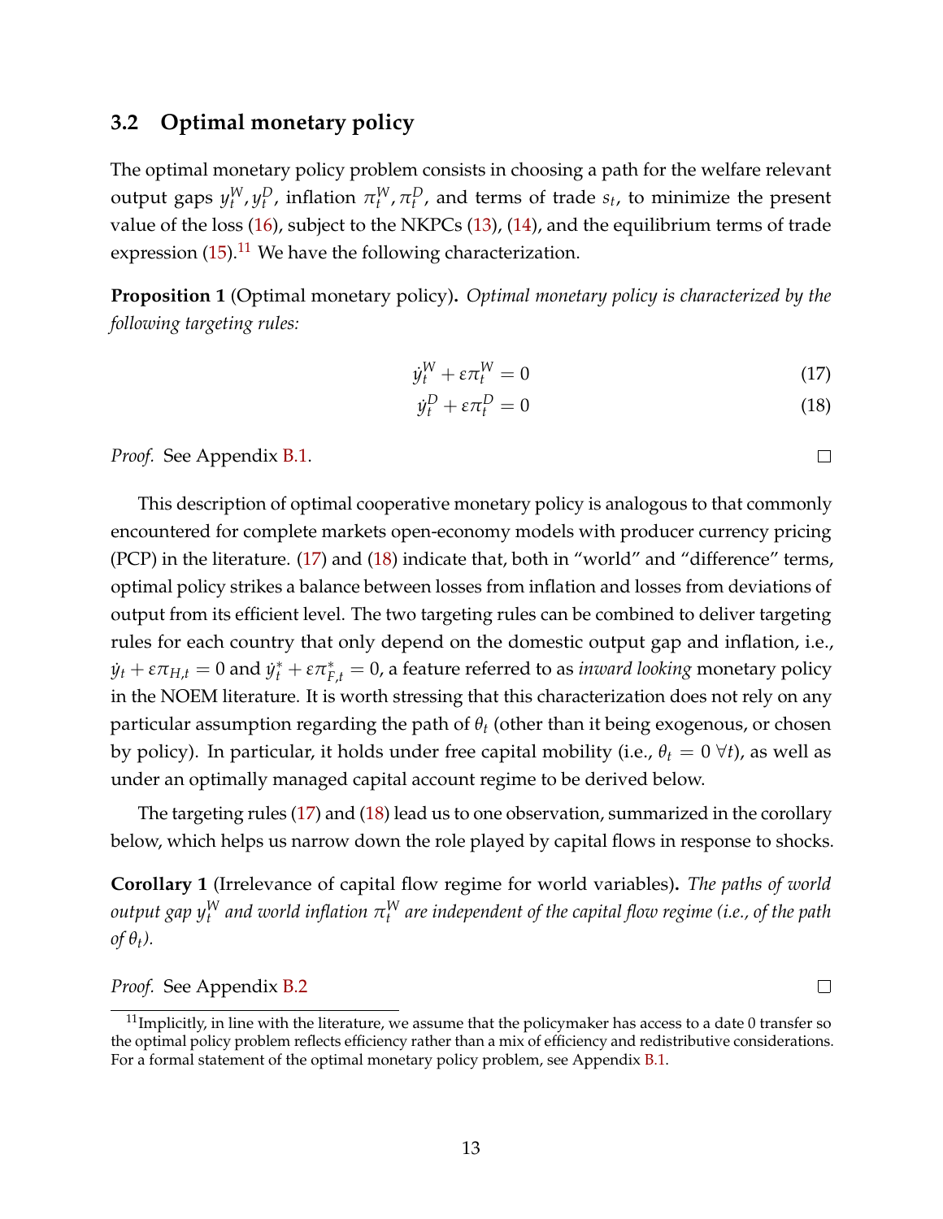### 3.2 Optimal monetary policy

The optimal monetary policy problem consists in choosing a path for the welfare relevant output gaps $y_t^W, y_t^D$, inflation $\pi_t^W, \pi_t^D$, and terms of trade $s_t$, to minimize the present value of the loss (16), subject to the NKPCs (13), (14), and the equilibrium terms of trade expression (15).[11] We have the following characterization.

**Proposition 1** (Optimal monetary policy)**.** *Optimal monetary policy is characterized by the following targeting rules:*

$$\dot{y}_t^W + \varepsilon \pi_t^W = 0 \tag{17}$$

$$\dot{y}_t^D + \varepsilon \pi_t^D = 0 \tag{18}$$

*Proof.* See Appendix B.1. □

This description of optimal cooperative monetary policy is analogous to that commonly encountered for complete markets open-economy models with producer currency pricing (PCP) in the literature. (17) and (18) indicate that, both in "world" and "difference" terms, optimal policy strikes a balance between losses from inflation and losses from deviations of output from its efficient level. The two targeting rules can be combined to deliver targeting rules for each country that only depend on the domestic output gap and inflation, i.e., $\dot{y}_t + \varepsilon \pi_{H,t} = 0$ and $\dot{y}_t^* + \varepsilon \pi_{F,t}^* = 0$, a feature referred to as *inward looking* monetary policy in the NOEM literature. It is worth stressing that this characterization does not rely on any particular assumption regarding the path of $\theta_t$ (other than it being exogenous, or chosen by policy). In particular, it holds under free capital mobility (i.e., $\theta_t = 0 \ \forall t$), as well as under an optimally managed capital account regime to be derived below.

The targeting rules (17) and (18) lead us to one observation, summarized in the corollary below, which helps us narrow down the role played by capital flows in response to shocks.

**Corollary 1** (Irrelevance of capital flow regime for world variables)**.** *The paths of world output gap $y_t^W$ and world inflation $\pi_t^W$ are independent of the capital flow regime (i.e., of the path of $\theta_t$).*

*Proof.* See Appendix B.2 □

[11] Implicitly, in line with the literature, we assume that the policymaker has access to a date 0 transfer so the optimal policy problem reflects efficiency rather than a mix of efficiency and redistributive considerations. For a formal statement of the optimal monetary policy problem, see Appendix B.1.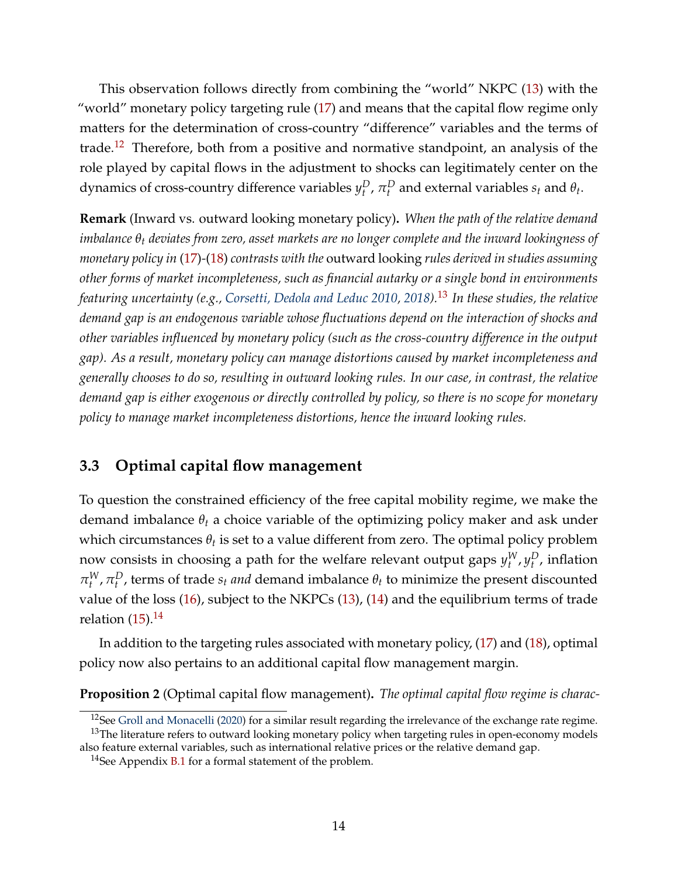This observation follows directly from combining the "world" NKPC (13) with the "world" monetary policy targeting rule (17) and means that the capital flow regime only matters for the determination of cross-country "difference" variables and the terms of trade.[12] Therefore, both from a positive and normative standpoint, an analysis of the role played by capital flows in the adjustment to shocks can legitimately center on the dynamics of cross-country difference variables $y_t^D$, $\pi_t^D$ and external variables $s_t$ and $\theta_t$.

**Remark** (Inward vs. outward looking monetary policy)**.** *When the path of the relative demand imbalance $\theta_t$ deviates from zero, asset markets are no longer complete and the inward lookingness of monetary policy in (17)-(18) contrasts with the* outward looking *rules derived in studies assuming other forms of market incompleteness, such as financial autarky or a single bond in environments featuring uncertainty (e.g., Corsetti, Dedola and Leduc 2010, 2018).*[13] *In these studies, the relative demand gap is an endogenous variable whose fluctuations depend on the interaction of shocks and other variables influenced by monetary policy (such as the cross-country difference in the output gap). As a result, monetary policy can manage distortions caused by market incompleteness and generally chooses to do so, resulting in outward looking rules. In our case, in contrast, the relative demand gap is either exogenous or directly controlled by policy, so there is no scope for monetary policy to manage market incompleteness distortions, hence the inward looking rules.*

### 3.3 Optimal capital flow management

To question the constrained efficiency of the free capital mobility regime, we make the demand imbalance $\theta_t$ a choice variable of the optimizing policy maker and ask under which circumstances $\theta_t$ is set to a value different from zero. The optimal policy problem now consists in choosing a path for the welfare relevant output gaps $y_t^W, y_t^D$, inflation $\pi_t^W, \pi_t^D$, terms of trade $s_t$ *and* demand imbalance $\theta_t$ to minimize the present discounted value of the loss (16), subject to the NKPCs (13), (14) and the equilibrium terms of trade relation (15).[14]

In addition to the targeting rules associated with monetary policy, (17) and (18), optimal policy now also pertains to an additional capital flow management margin.

**Proposition 2** (Optimal capital flow management)**.** *The optimal capital flow regime is charac-*

---

[12] See Groll and Monacelli (2020) for a similar result regarding the irrelevance of the exchange rate regime.

[13] The literature refers to outward looking monetary policy when targeting rules in open-economy models also feature external variables, such as international relative prices or the relative demand gap.

[14] See Appendix B.1 for a formal statement of the problem.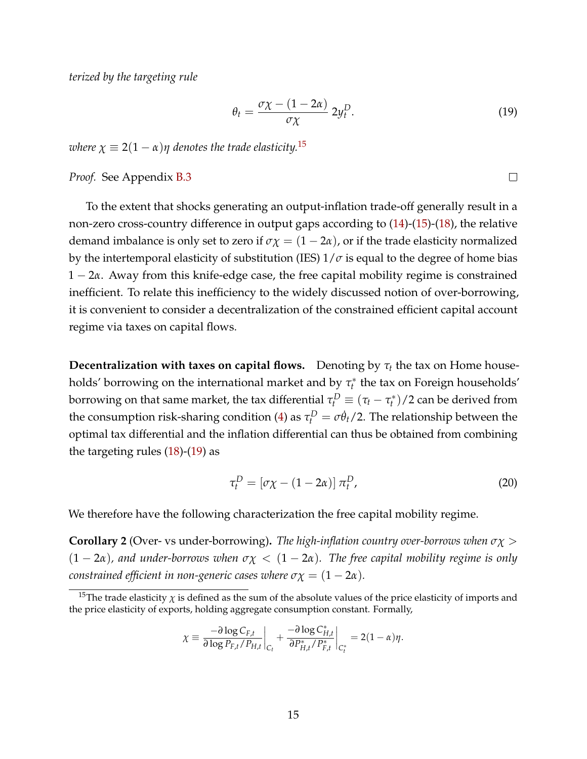*terized by the targeting rule*

$$\theta_t = \frac{\sigma\chi - (1-2\alpha)}{\sigma\chi}\, 2y_t^D. \tag{19}$$

*where $\chi \equiv 2(1-\alpha)\eta$ denotes the trade elasticity.*[15]

*Proof.* See Appendix B.3 □

To the extent that shocks generating an output-inflation trade-off generally result in a non-zero cross-country difference in output gaps according to (14)-(15)-(18), the relative demand imbalance is only set to zero if $\sigma\chi = (1-2\alpha)$, or if the trade elasticity normalized by the intertemporal elasticity of substitution (IES) $1/\sigma$ is equal to the degree of home bias $1-2\alpha$. Away from this knife-edge case, the free capital mobility regime is constrained inefficient. To relate this inefficiency to the widely discussed notion of over-borrowing, it is convenient to consider a decentralization of the constrained efficient capital account regime via taxes on capital flows.

**Decentralization with taxes on capital flows.** Denoting by $\tau_t$ the tax on Home households' borrowing on the international market and by $\tau_t^*$ the tax on Foreign households' borrowing on that same market, the tax differential $\tau_t^D \equiv (\tau_t - \tau_t^*)/2$ can be derived from the consumption risk-sharing condition (4) as $\tau_t^D = \sigma\dot{\theta}_t/2$. The relationship between the optimal tax differential and the inflation differential can thus be obtained from combining the targeting rules (18)-(19) as

$$\tau_t^D = [\sigma\chi - (1-2\alpha)]\, \pi_t^D, \tag{20}$$

We therefore have the following characterization the free capital mobility regime.

**Corollary 2** (Over- vs under-borrowing)**.** *The high-inflation country over-borrows when $\sigma\chi > (1-2\alpha)$, and under-borrows when $\sigma\chi < (1-2\alpha)$. The free capital mobility regime is only constrained efficient in non-generic cases where $\sigma\chi = (1-2\alpha)$.*

---

[15] The trade elasticity $\chi$ is defined as the sum of the absolute values of the price elasticity of imports and the price elasticity of exports, holding aggregate consumption constant. Formally,

$$\chi \equiv \left.\frac{-\partial \log C_{F,t}}{\partial \log P_{F,t}/P_{H,t}}\right|_{C_t} + \left.\frac{-\partial \log C_{H,t}^*}{\partial P_{H,t}^*/P_{F,t}^*}\right|_{C_t^*} = 2(1-\alpha)\eta.$$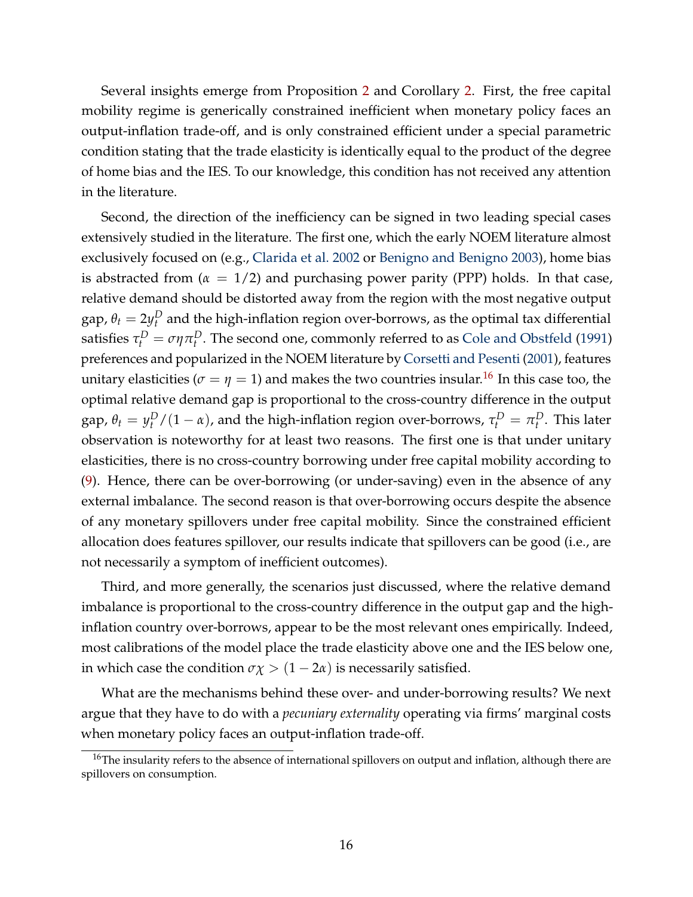Several insights emerge from Proposition 2 and Corollary 2. First, the free capital mobility regime is generically constrained inefficient when monetary policy faces an output-inflation trade-off, and is only constrained efficient under a special parametric condition stating that the trade elasticity is identically equal to the product of the degree of home bias and the IES. To our knowledge, this condition has not received any attention in the literature.

Second, the direction of the inefficiency can be signed in two leading special cases extensively studied in the literature. The first one, which the early NOEM literature almost exclusively focused on (e.g., Clarida et al. 2002 or Benigno and Benigno 2003), home bias is abstracted from ($\alpha = 1/2$) and purchasing power parity (PPP) holds. In that case, relative demand should be distorted away from the region with the most negative output gap, $\theta_t = 2y_t^D$ and the high-inflation region over-borrows, as the optimal tax differential satisfies $\tau_t^D = \sigma\eta\pi_t^D$. The second one, commonly referred to as Cole and Obstfeld (1991) preferences and popularized in the NOEM literature by Corsetti and Pesenti (2001), features unitary elasticities ($\sigma = \eta = 1$) and makes the two countries insular.[16] In this case too, the optimal relative demand gap is proportional to the cross-country difference in the output gap, $\theta_t = y_t^D/(1-\alpha)$, and the high-inflation region over-borrows, $\tau_t^D = \pi_t^D$. This later observation is noteworthy for at least two reasons. The first one is that under unitary elasticities, there is no cross-country borrowing under free capital mobility according to (9). Hence, there can be over-borrowing (or under-saving) even in the absence of any external imbalance. The second reason is that over-borrowing occurs despite the absence of any monetary spillovers under free capital mobility. Since the constrained efficient allocation does features spillover, our results indicate that spillovers can be good (i.e., are not necessarily a symptom of inefficient outcomes).

Third, and more generally, the scenarios just discussed, where the relative demand imbalance is proportional to the cross-country difference in the output gap and the high-inflation country over-borrows, appear to be the most relevant ones empirically. Indeed, most calibrations of the model place the trade elasticity above one and the IES below one, in which case the condition $\sigma\chi > (1 - 2\alpha)$ is necessarily satisfied.

What are the mechanisms behind these over- and under-borrowing results? We next argue that they have to do with a *pecuniary externality* operating via firms' marginal costs when monetary policy faces an output-inflation trade-off.

[16] The insularity refers to the absence of international spillovers on output and inflation, although there are spillovers on consumption.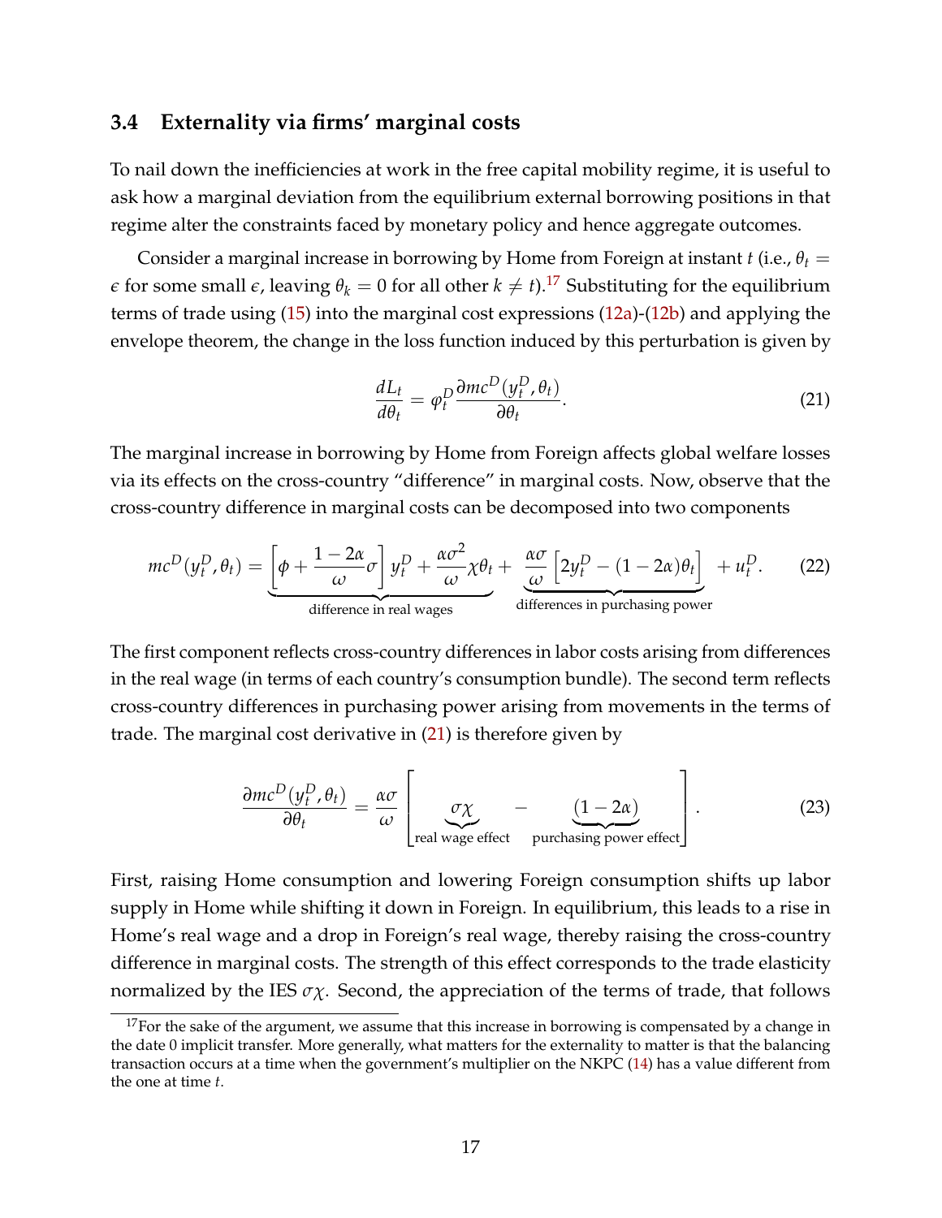### 3.4 Externality via firms' marginal costs

To nail down the inefficiencies at work in the free capital mobility regime, it is useful to ask how a marginal deviation from the equilibrium external borrowing positions in that regime alter the constraints faced by monetary policy and hence aggregate outcomes.

Consider a marginal increase in borrowing by Home from Foreign at instant $t$ (i.e., $\theta_t = \epsilon$ for some small $\epsilon$, leaving $\theta_k = 0$ for all other $k \neq t$).[17] Substituting for the equilibrium terms of trade using (15) into the marginal cost expressions (12a)-(12b) and applying the envelope theorem, the change in the loss function induced by this perturbation is given by

$$\frac{dL_t}{d\theta_t} = \varphi_t^D \frac{\partial mc^D(y_t^D, \theta_t)}{\partial \theta_t}. \tag{21}$$

The marginal increase in borrowing by Home from Foreign affects global welfare losses via its effects on the cross-country "difference" in marginal costs. Now, observe that the cross-country difference in marginal costs can be decomposed into two components

$$mc^D(y_t^D, \theta_t) = \underbrace{\left[\phi + \frac{1-2\alpha}{\omega}\sigma\right] y_t^D + \frac{\alpha\sigma^2}{\omega}\chi\theta_t}_{\text{difference in real wages}} + \underbrace{\frac{\alpha\sigma}{\omega}\left[2y_t^D - (1-2\alpha)\theta_t\right]}_{\text{differences in purchasing power}} + u_t^D. \tag{22}$$

The first component reflects cross-country differences in labor costs arising from differences in the real wage (in terms of each country's consumption bundle). The second term reflects cross-country differences in purchasing power arising from movements in the terms of trade. The marginal cost derivative in (21) is therefore given by

$$\frac{\partial mc^D(y_t^D, \theta_t)}{\partial \theta_t} = \frac{\alpha\sigma}{\omega}\left[\underbrace{\sigma\chi}_{\text{real wage effect}} - \underbrace{(1-2\alpha)}_{\text{purchasing power effect}}\right]. \tag{23}$$

First, raising Home consumption and lowering Foreign consumption shifts up labor supply in Home while shifting it down in Foreign. In equilibrium, this leads to a rise in Home's real wage and a drop in Foreign's real wage, thereby raising the cross-country difference in marginal costs. The strength of this effect corresponds to the trade elasticity normalized by the IES $\sigma\chi$. Second, the appreciation of the terms of trade, that follows

[17] For the sake of the argument, we assume that this increase in borrowing is compensated by a change in the date 0 implicit transfer. More generally, what matters for the externality to matter is that the balancing transaction occurs at a time when the government's multiplier on the NKPC (14) has a value different from the one at time $t$.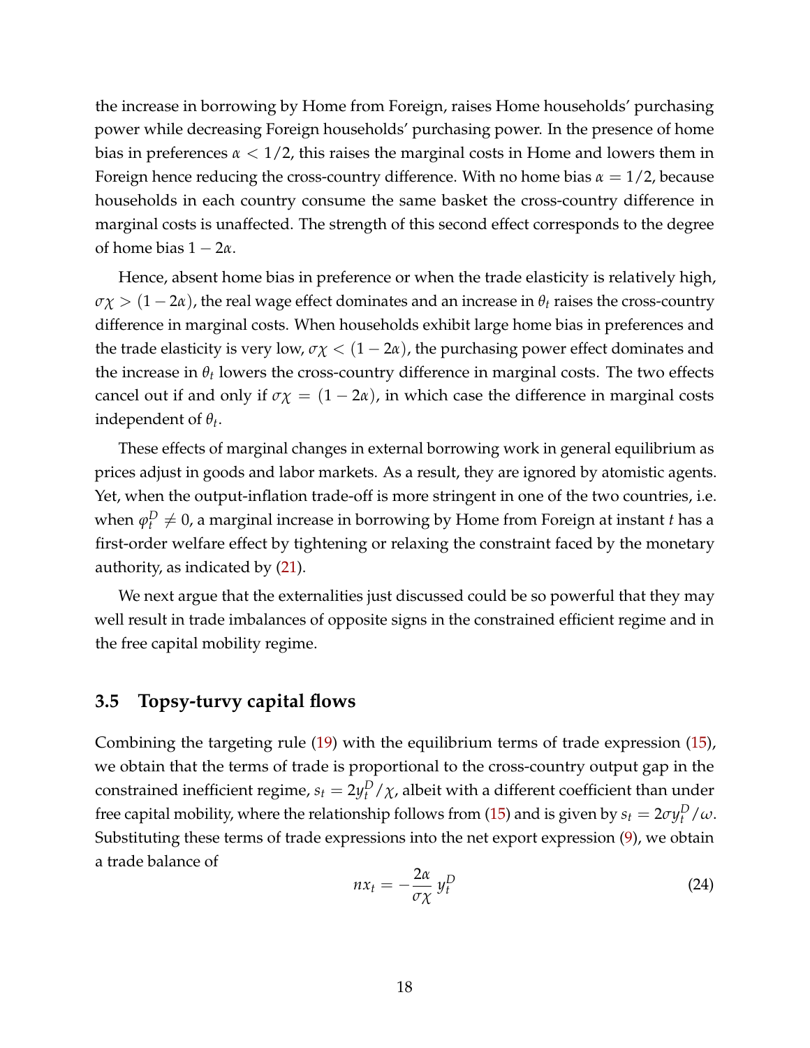the increase in borrowing by Home from Foreign, raises Home households' purchasing power while decreasing Foreign households' purchasing power. In the presence of home bias in preferences $\alpha < 1/2$, this raises the marginal costs in Home and lowers them in Foreign hence reducing the cross-country difference. With no home bias $\alpha = 1/2$, because households in each country consume the same basket the cross-country difference in marginal costs is unaffected. The strength of this second effect corresponds to the degree of home bias $1 - 2\alpha$.

Hence, absent home bias in preference or when the trade elasticity is relatively high, $\sigma\chi > (1 - 2\alpha)$, the real wage effect dominates and an increase in $\theta_t$ raises the cross-country difference in marginal costs. When households exhibit large home bias in preferences and the trade elasticity is very low, $\sigma\chi < (1 - 2\alpha)$, the purchasing power effect dominates and the increase in $\theta_t$ lowers the cross-country difference in marginal costs. The two effects cancel out if and only if $\sigma\chi = (1 - 2\alpha)$, in which case the difference in marginal costs independent of $\theta_t$.

These effects of marginal changes in external borrowing work in general equilibrium as prices adjust in goods and labor markets. As a result, they are ignored by atomistic agents. Yet, when the output-inflation trade-off is more stringent in one of the two countries, i.e. when $\varphi_t^D \neq 0$, a marginal increase in borrowing by Home from Foreign at instant $t$ has a first-order welfare effect by tightening or relaxing the constraint faced by the monetary authority, as indicated by (21).

We next argue that the externalities just discussed could be so powerful that they may well result in trade imbalances of opposite signs in the constrained efficient regime and in the free capital mobility regime.

### 3.5 Topsy-turvy capital flows

Combining the targeting rule (19) with the equilibrium terms of trade expression (15), we obtain that the terms of trade is proportional to the cross-country output gap in the constrained inefficient regime, $s_t = 2y_t^D/\chi$, albeit with a different coefficient than under free capital mobility, where the relationship follows from (15) and is given by $s_t = 2\sigma y_t^D/\omega$. Substituting these terms of trade expressions into the net export expression (9), we obtain a trade balance of

$$nx_t = -\frac{2\alpha}{\sigma\chi}\, y_t^D \tag{24}$$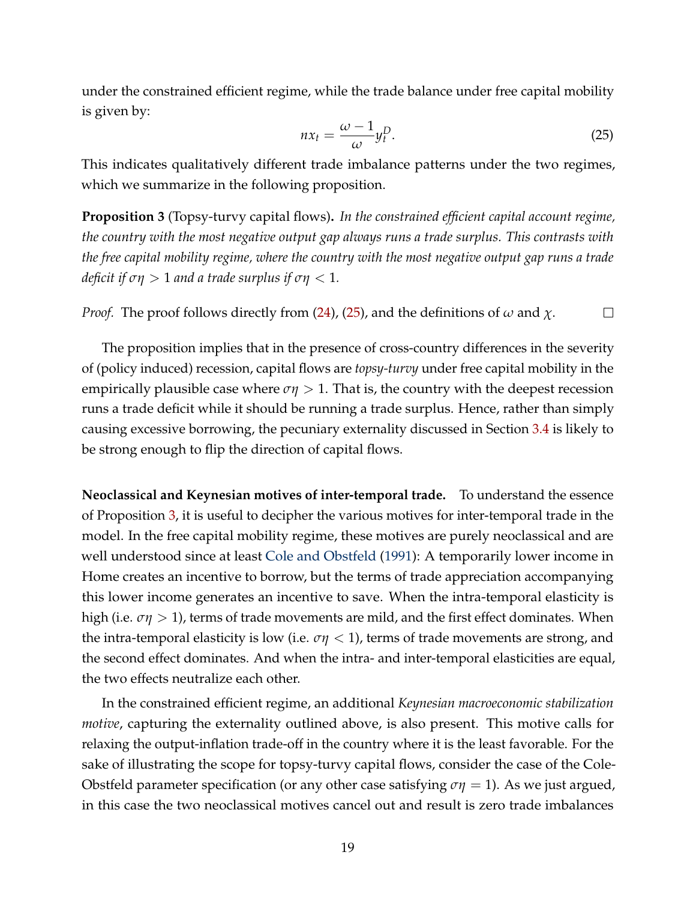under the constrained efficient regime, while the trade balance under free capital mobility is given by:

$$nx_t = \frac{\omega - 1}{\omega} y_t^D. \tag{25}$$

This indicates qualitatively different trade imbalance patterns under the two regimes, which we summarize in the following proposition.

**Proposition 3** (Topsy-turvy capital flows)**.** *In the constrained efficient capital account regime, the country with the most negative output gap always runs a trade surplus. This contrasts with the free capital mobility regime, where the country with the most negative output gap runs a trade deficit if $\sigma\eta > 1$ and a trade surplus if $\sigma\eta < 1$.*

*Proof.* The proof follows directly from (24), (25), and the definitions of $\omega$ and $\chi$. □

The proposition implies that in the presence of cross-country differences in the severity of (policy induced) recession, capital flows are *topsy-turvy* under free capital mobility in the empirically plausible case where $\sigma\eta > 1$. That is, the country with the deepest recession runs a trade deficit while it should be running a trade surplus. Hence, rather than simply causing excessive borrowing, the pecuniary externality discussed in Section 3.4 is likely to be strong enough to flip the direction of capital flows.

**Neoclassical and Keynesian motives of inter-temporal trade.** To understand the essence of Proposition 3, it is useful to decipher the various motives for inter-temporal trade in the model. In the free capital mobility regime, these motives are purely neoclassical and are well understood since at least Cole and Obstfeld (1991): A temporarily lower income in Home creates an incentive to borrow, but the terms of trade appreciation accompanying this lower income generates an incentive to save. When the intra-temporal elasticity is high (i.e. $\sigma\eta > 1$), terms of trade movements are mild, and the first effect dominates. When the intra-temporal elasticity is low (i.e. $\sigma\eta < 1$), terms of trade movements are strong, and the second effect dominates. And when the intra- and inter-temporal elasticities are equal, the two effects neutralize each other.

In the constrained efficient regime, an additional *Keynesian macroeconomic stabilization motive*, capturing the externality outlined above, is also present. This motive calls for relaxing the output-inflation trade-off in the country where it is the least favorable. For the sake of illustrating the scope for topsy-turvy capital flows, consider the case of the Cole-Obstfeld parameter specification (or any other case satisfying $\sigma\eta = 1$). As we just argued, in this case the two neoclassical motives cancel out and result is zero trade imbalances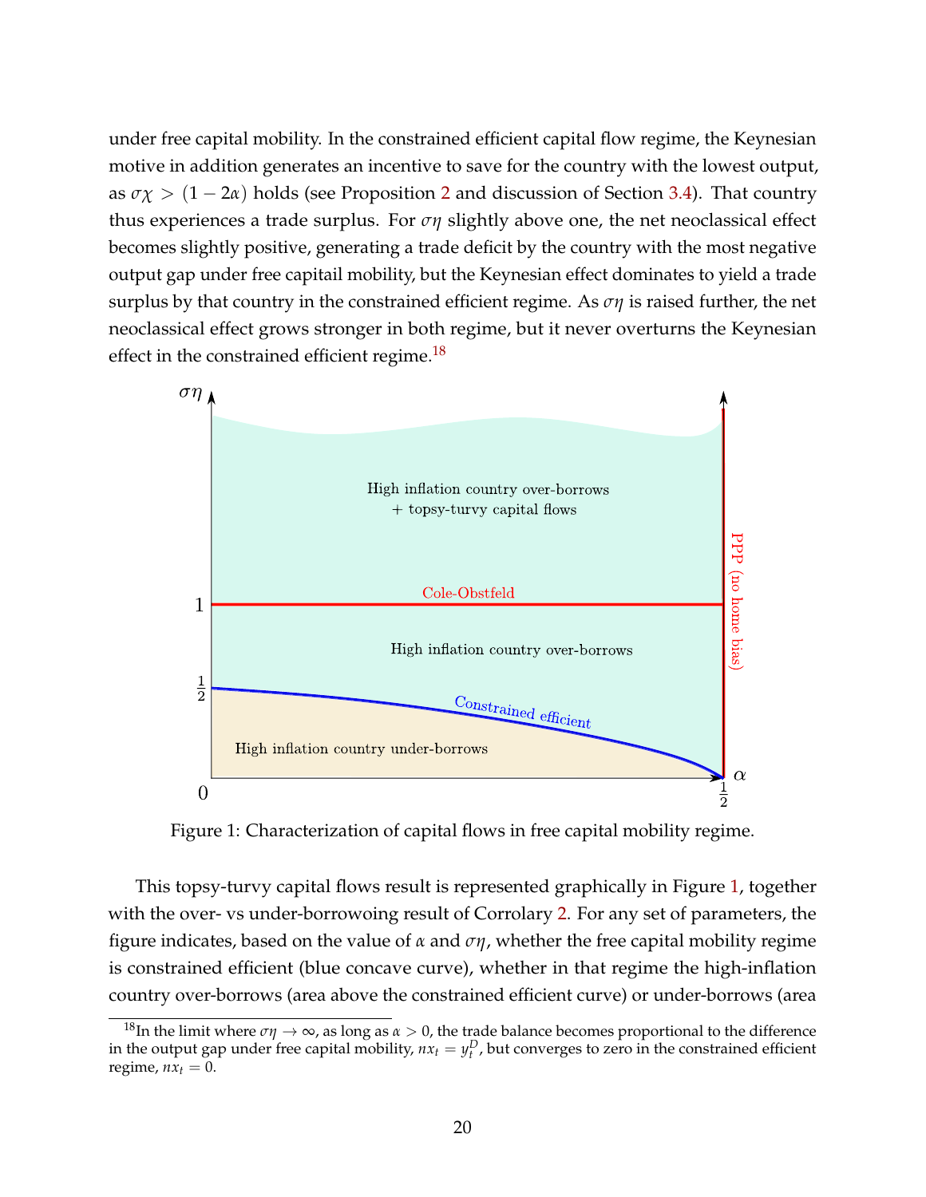under free capital mobility. In the constrained efficient capital flow regime, the Keynesian motive in addition generates an incentive to save for the country with the lowest output, as $\sigma\chi > (1-2\alpha)$ holds (see Proposition 2 and discussion of Section 3.4). That country thus experiences a trade surplus. For $\sigma\eta$ slightly above one, the net neoclassical effect becomes slightly positive, generating a trade deficit by the country with the most negative output gap under free capitail mobility, but the Keynesian effect dominates to yield a trade surplus by that country in the constrained efficient regime. As $\sigma\eta$ is raised further, the net neoclassical effect grows stronger in both regime, but it never overturns the Keynesian effect in the constrained efficient regime.[18]

Figure 1: Characterization of capital flows in free capital mobility regime.

This topsy-turvy capital flows result is represented graphically in Figure 1, together with the over- vs under-borrowoing result of Corrolary 2. For any set of parameters, the figure indicates, based on the value of $\alpha$ and $\sigma\eta$, whether the free capital mobility regime is constrained efficient (blue concave curve), whether in that regime the high-inflation country over-borrows (area above the constrained efficient curve) or under-borrows (area

[18] In the limit where $\sigma\eta \to \infty$, as long as $\alpha > 0$, the trade balance becomes proportional to the difference in the output gap under free capital mobility, $nx_t = y_t^D$, but converges to zero in the constrained efficient regime, $nx_t = 0$.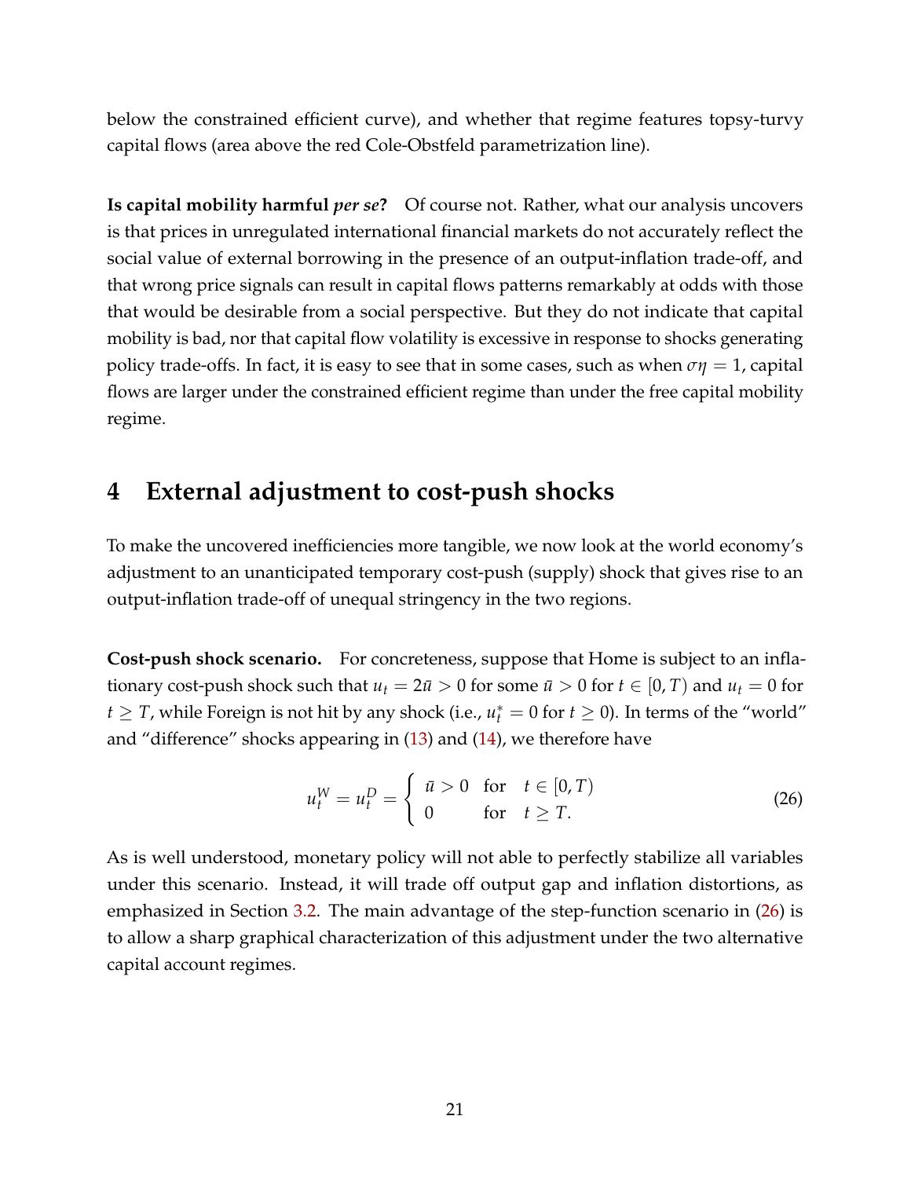below the constrained efficient curve), and whether that regime features topsy-turvy capital flows (area above the red Cole-Obstfeld parametrization line).

**Is capital mobility harmful *per se*?** Of course not. Rather, what our analysis uncovers is that prices in unregulated international financial markets do not accurately reflect the social value of external borrowing in the presence of an output-inflation trade-off, and that wrong price signals can result in capital flows patterns remarkably at odds with those that would be desirable from a social perspective. But they do not indicate that capital mobility is bad, nor that capital flow volatility is excessive in response to shocks generating policy trade-offs. In fact, it is easy to see that in some cases, such as when $\sigma\eta = 1$, capital flows are larger under the constrained efficient regime than under the free capital mobility regime.

# 4 External adjustment to cost-push shocks

To make the uncovered inefficiencies more tangible, we now look at the world economy's adjustment to an unanticipated temporary cost-push (supply) shock that gives rise to an output-inflation trade-off of unequal stringency in the two regions.

**Cost-push shock scenario.** For concreteness, suppose that Home is subject to an inflationary cost-push shock such that $u_t = 2\bar{u} > 0$ for some $\bar{u} > 0$ for $t \in [0, T)$ and $u_t = 0$ for $t \geq T$, while Foreign is not hit by any shock (i.e., $u_t^* = 0$ for $t \geq 0$). In terms of the "world" and "difference" shocks appearing in (13) and (14), we therefore have

$$u_t^W = u_t^D = \begin{cases} \bar{u} > 0 & \text{for} \quad t \in [0, T) \\ 0 & \text{for} \quad t \geq T. \end{cases} \tag{26}$$

As is well understood, monetary policy will not able to perfectly stabilize all variables under this scenario. Instead, it will trade off output gap and inflation distortions, as emphasized in Section 3.2. The main advantage of the step-function scenario in (26) is to allow a sharp graphical characterization of this adjustment under the two alternative capital account regimes.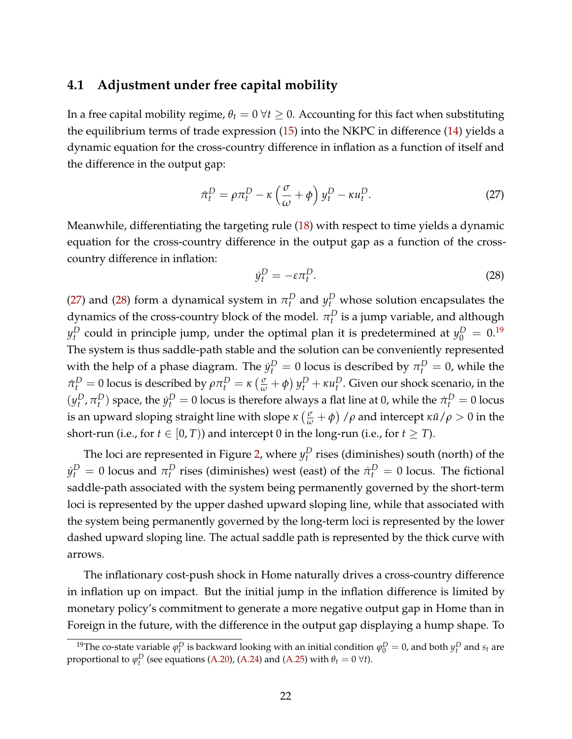### 4.1 Adjustment under free capital mobility

In a free capital mobility regime, $\theta_t = 0 \; \forall t \geq 0$. Accounting for this fact when substituting the equilibrium terms of trade expression (15) into the NKPC in difference (14) yields a dynamic equation for the cross-country difference in inflation as a function of itself and the difference in the output gap:

$$\dot{\pi}_t^D = \rho \pi_t^D - \kappa \left( \frac{\sigma}{\omega} + \phi \right) y_t^D - \kappa u_t^D. \tag{27}$$

Meanwhile, differentiating the targeting rule (18) with respect to time yields a dynamic equation for the cross-country difference in the output gap as a function of the cross-country difference in inflation:

$$\dot{y}_t^D = -\varepsilon \pi_t^D. \tag{28}$$

(27) and (28) form a dynamical system in $\pi_t^D$ and $y_t^D$ whose solution encapsulates the dynamics of the cross-country block of the model. $\pi_t^D$ is a jump variable, and although $y_t^D$ could in principle jump, under the optimal plan it is predetermined at $y_0^D = 0$.[19] The system is thus saddle-path stable and the solution can be conveniently represented with the help of a phase diagram. The $\dot{y}_t^D = 0$ locus is described by $\pi_t^D = 0$, while the $\dot{\pi}_t^D = 0$ locus is described by $\rho \pi_t^D = \kappa \left( \frac{\sigma}{\omega} + \phi \right) y_t^D + \kappa u_t^D$. Given our shock scenario, in the $(y_t^D, \pi_t^D)$ space, the $\dot{y}_t^D = 0$ locus is therefore always a flat line at 0, while the $\dot{\pi}_t^D = 0$ locus is an upward sloping straight line with slope $\kappa \left( \frac{\sigma}{\omega} + \phi \right) / \rho$ and intercept $\kappa \bar{u} / \rho > 0$ in the short-run (i.e., for $t \in [0, T)$) and intercept 0 in the long-run (i.e., for $t \geq T$).

The loci are represented in Figure 2, where $y_t^D$ rises (diminishes) south (north) of the $\dot{y}_t^D = 0$ locus and $\pi_t^D$ rises (diminishes) west (east) of the $\dot{\pi}_t^D = 0$ locus. The fictional saddle-path associated with the system being permanently governed by the short-term loci is represented by the upper dashed upward sloping line, while that associated with the system being permanently governed by the long-term loci is represented by the lower dashed upward sloping line. The actual saddle path is represented by the thick curve with arrows.

The inflationary cost-push shock in Home naturally drives a cross-country difference in inflation up on impact. But the initial jump in the inflation difference is limited by monetary policy's commitment to generate a more negative output gap in Home than in Foreign in the future, with the difference in the output gap displaying a hump shape. To

[19] The co-state variable $\varphi_t^D$ is backward looking with an initial condition $\varphi_0^D = 0$, and both $y_t^D$ and $s_t$ are proportional to $\varphi_t^D$ (see equations (A.20), (A.24) and (A.25) with $\theta_t = 0 \; \forall t$).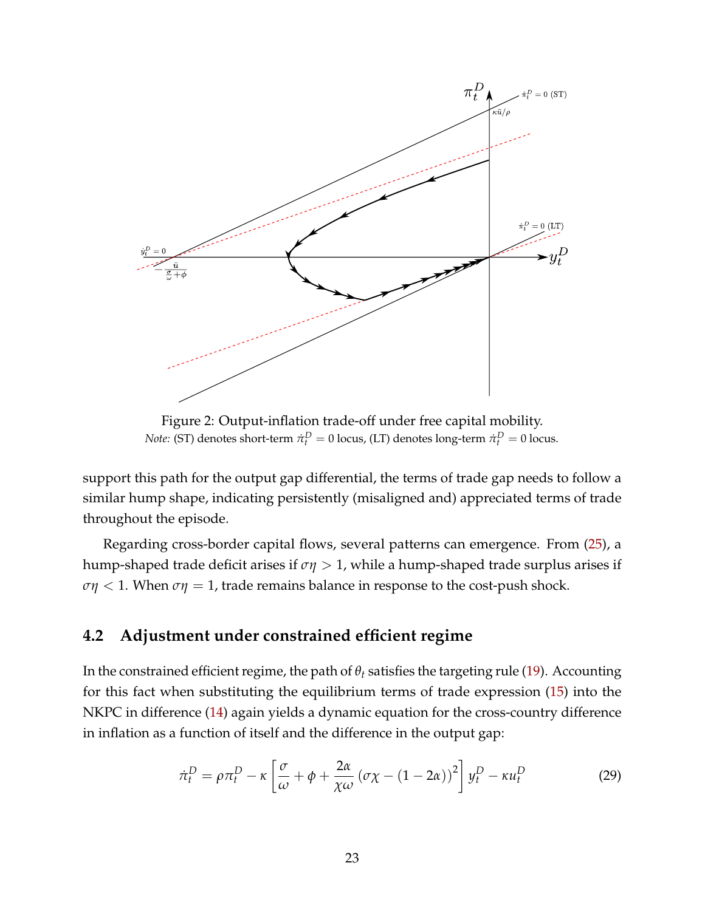Figure 2: Output-inflation trade-off under free capital mobility.

*Note:* (ST) denotes short-term $\dot{\pi}_t^D = 0$ locus, (LT) denotes long-term $\dot{\pi}_t^D = 0$ locus.

support this path for the output gap differential, the terms of trade gap needs to follow a similar hump shape, indicating persistently (misaligned and) appreciated terms of trade throughout the episode.

Regarding cross-border capital flows, several patterns can emergence. From (25), a hump-shaped trade deficit arises if $\sigma\eta > 1$, while a hump-shaped trade surplus arises if $\sigma\eta < 1$. When $\sigma\eta = 1$, trade remains balance in response to the cost-push shock.

## 4.2 Adjustment under constrained efficient regime

In the constrained efficient regime, the path of $\theta_t$ satisfies the targeting rule (19). Accounting for this fact when substituting the equilibrium terms of trade expression (15) into the NKPC in difference (14) again yields a dynamic equation for the cross-country difference in inflation as a function of itself and the difference in the output gap:

$$\dot{\pi}_t^D = \rho \pi_t^D - \kappa \left[ \frac{\sigma}{\omega} + \phi + \frac{2\alpha}{\chi \omega} \left( \sigma \chi - (1 - 2\alpha) \right)^2 \right] y_t^D - \kappa u_t^D \tag{29}$$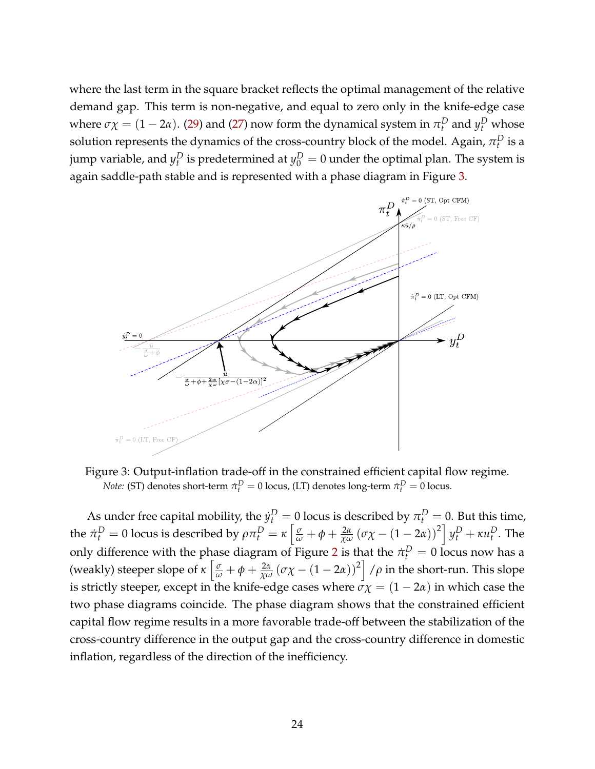where the last term in the square bracket reflects the optimal management of the relative demand gap. This term is non-negative, and equal to zero only in the knife-edge case where $\sigma\chi = (1-2\alpha)$. (29) and (27) now form the dynamical system in $\pi_t^D$ and $y_t^D$ whose solution represents the dynamics of the cross-country block of the model. Again, $\pi_t^D$ is a jump variable, and $y_t^D$ is predetermined at $y_0^D = 0$ under the optimal plan. The system is again saddle-path stable and is represented with a phase diagram in Figure 3.

Figure 3: Output-inflation trade-off in the constrained efficient capital flow regime.
*Note:* (ST) denotes short-term $\dot{\pi}_t^D = 0$ locus, (LT) denotes long-term $\dot{\pi}_t^D = 0$ locus.

As under free capital mobility, the $\dot{y}_t^D = 0$ locus is described by $\pi_t^D = 0$. But this time, the $\dot{\pi}_t^D = 0$ locus is described by $\rho\pi_t^D = \kappa\left[\frac{\sigma}{\omega} + \phi + \frac{2\alpha}{\chi\omega}\left(\sigma\chi - (1-2\alpha)\right)^2\right] y_t^D + \kappa u_t^D$. The only difference with the phase diagram of Figure 2 is that the $\dot{\pi}_t^D = 0$ locus now has a (weakly) steeper slope of $\kappa\left[\frac{\sigma}{\omega} + \phi + \frac{2\alpha}{\chi\omega}\left(\sigma\chi - (1-2\alpha)\right)^2\right]/\rho$ in the short-run. This slope is strictly steeper, except in the knife-edge cases where $\sigma\chi = (1-2\alpha)$ in which case the two phase diagrams coincide. The phase diagram shows that the constrained efficient capital flow regime results in a more favorable trade-off between the stabilization of the cross-country difference in the output gap and the cross-country difference in domestic inflation, regardless of the direction of the inefficiency.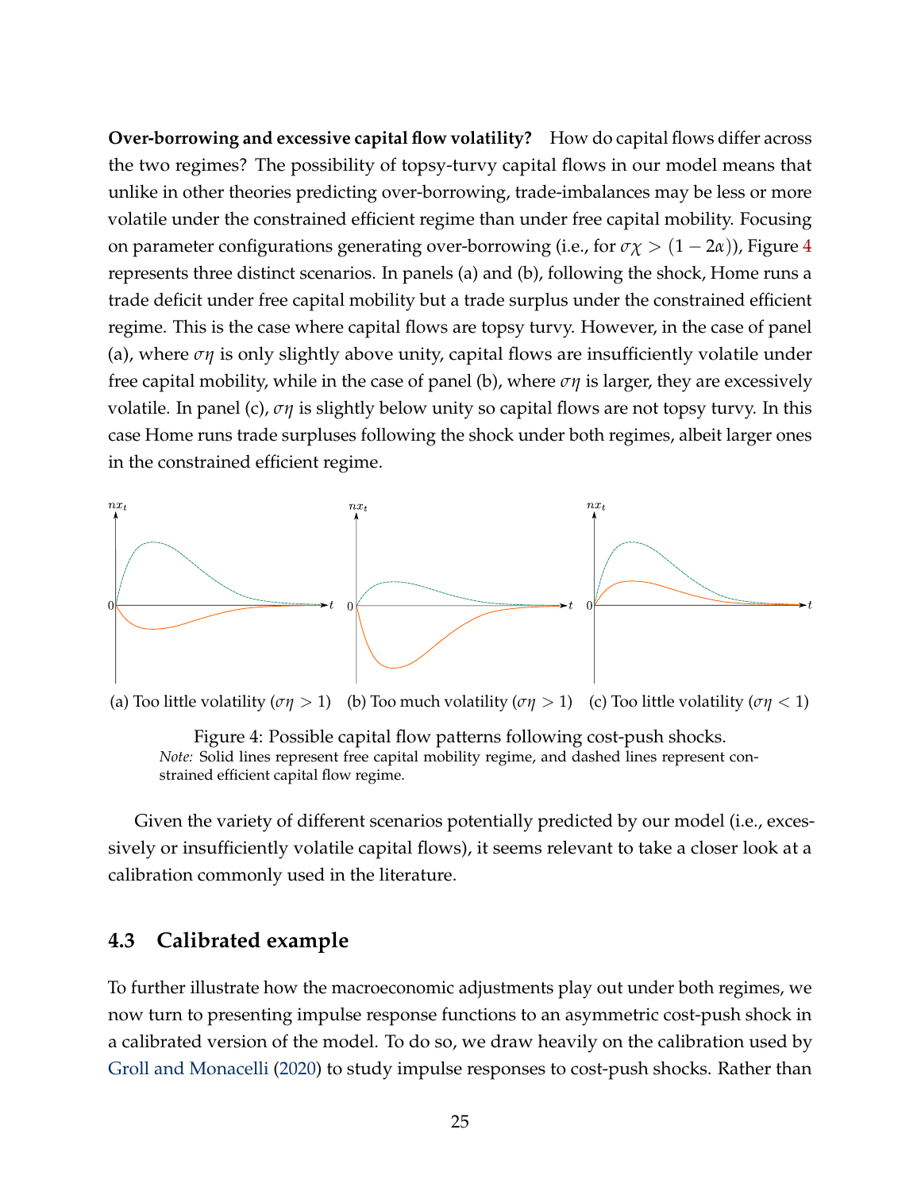**Over-borrowing and excessive capital flow volatility?** How do capital flows differ across the two regimes? The possibility of topsy-turvy capital flows in our model means that unlike in other theories predicting over-borrowing, trade-imbalances may be less or more volatile under the constrained efficient regime than under free capital mobility. Focusing on parameter configurations generating over-borrowing (i.e., for $\sigma\chi > (1-2\alpha)$), Figure 4 represents three distinct scenarios. In panels (a) and (b), following the shock, Home runs a trade deficit under free capital mobility but a trade surplus under the constrained efficient regime. This is the case where capital flows are topsy turvy. However, in the case of panel (a), where $\sigma\eta$ is only slightly above unity, capital flows are insufficiently volatile under free capital mobility, while in the case of panel (b), where $\sigma\eta$ is larger, they are excessively volatile. In panel (c), $\sigma\eta$ is slightly below unity so capital flows are not topsy turvy. In this case Home runs trade surpluses following the shock under both regimes, albeit larger ones in the constrained efficient regime.

(a) Too little volatility ($\sigma\eta > 1$) (b) Too much volatility ($\sigma\eta > 1$) (c) Too little volatility ($\sigma\eta < 1$)

Figure 4: Possible capital flow patterns following cost-push shocks.
*Note:* Solid lines represent free capital mobility regime, and dashed lines represent constrained efficient capital flow regime.

Given the variety of different scenarios potentially predicted by our model (i.e., excessively or insufficiently volatile capital flows), it seems relevant to take a closer look at a calibration commonly used in the literature.

## 4.3 Calibrated example

To further illustrate how the macroeconomic adjustments play out under both regimes, we now turn to presenting impulse response functions to an asymmetric cost-push shock in a calibrated version of the model. To do so, we draw heavily on the calibration used by Groll and Monacelli (2020) to study impulse responses to cost-push shocks. Rather than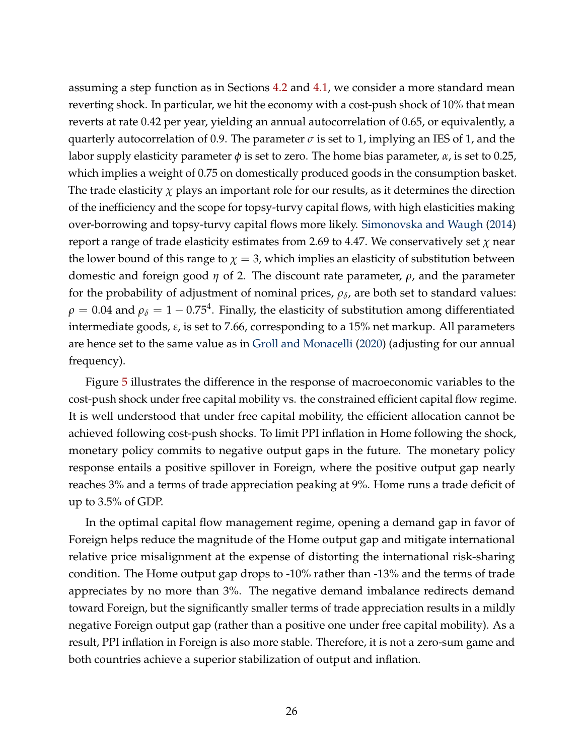assuming a step function as in Sections 4.2 and 4.1, we consider a more standard mean reverting shock. In particular, we hit the economy with a cost-push shock of 10% that mean reverts at rate 0.42 per year, yielding an annual autocorrelation of 0.65, or equivalently, a quarterly autocorrelation of 0.9. The parameter $\sigma$ is set to 1, implying an IES of 1, and the labor supply elasticity parameter $\phi$ is set to zero. The home bias parameter, $\alpha$, is set to 0.25, which implies a weight of 0.75 on domestically produced goods in the consumption basket. The trade elasticity $\chi$ plays an important role for our results, as it determines the direction of the inefficiency and the scope for topsy-turvy capital flows, with high elasticities making over-borrowing and topsy-turvy capital flows more likely. Simonovska and Waugh (2014) report a range of trade elasticity estimates from 2.69 to 4.47. We conservatively set $\chi$ near the lower bound of this range to $\chi = 3$, which implies an elasticity of substitution between domestic and foreign good $\eta$ of 2. The discount rate parameter, $\rho$, and the parameter for the probability of adjustment of nominal prices, $\rho_\delta$, are both set to standard values: $\rho = 0.04$ and $\rho_\delta = 1 - 0.75^4$. Finally, the elasticity of substitution among differentiated intermediate goods, $\epsilon$, is set to 7.66, corresponding to a 15% net markup. All parameters are hence set to the same value as in Groll and Monacelli (2020) (adjusting for our annual frequency).

Figure 5 illustrates the difference in the response of macroeconomic variables to the cost-push shock under free capital mobility vs. the constrained efficient capital flow regime. It is well understood that under free capital mobility, the efficient allocation cannot be achieved following cost-push shocks. To limit PPI inflation in Home following the shock, monetary policy commits to negative output gaps in the future. The monetary policy response entails a positive spillover in Foreign, where the positive output gap nearly reaches 3% and a terms of trade appreciation peaking at 9%. Home runs a trade deficit of up to 3.5% of GDP.

In the optimal capital flow management regime, opening a demand gap in favor of Foreign helps reduce the magnitude of the Home output gap and mitigate international relative price misalignment at the expense of distorting the international risk-sharing condition. The Home output gap drops to -10% rather than -13% and the terms of trade appreciates by no more than 3%. The negative demand imbalance redirects demand toward Foreign, but the significantly smaller terms of trade appreciation results in a mildly negative Foreign output gap (rather than a positive one under free capital mobility). As a result, PPI inflation in Foreign is also more stable. Therefore, it is not a zero-sum game and both countries achieve a superior stabilization of output and inflation.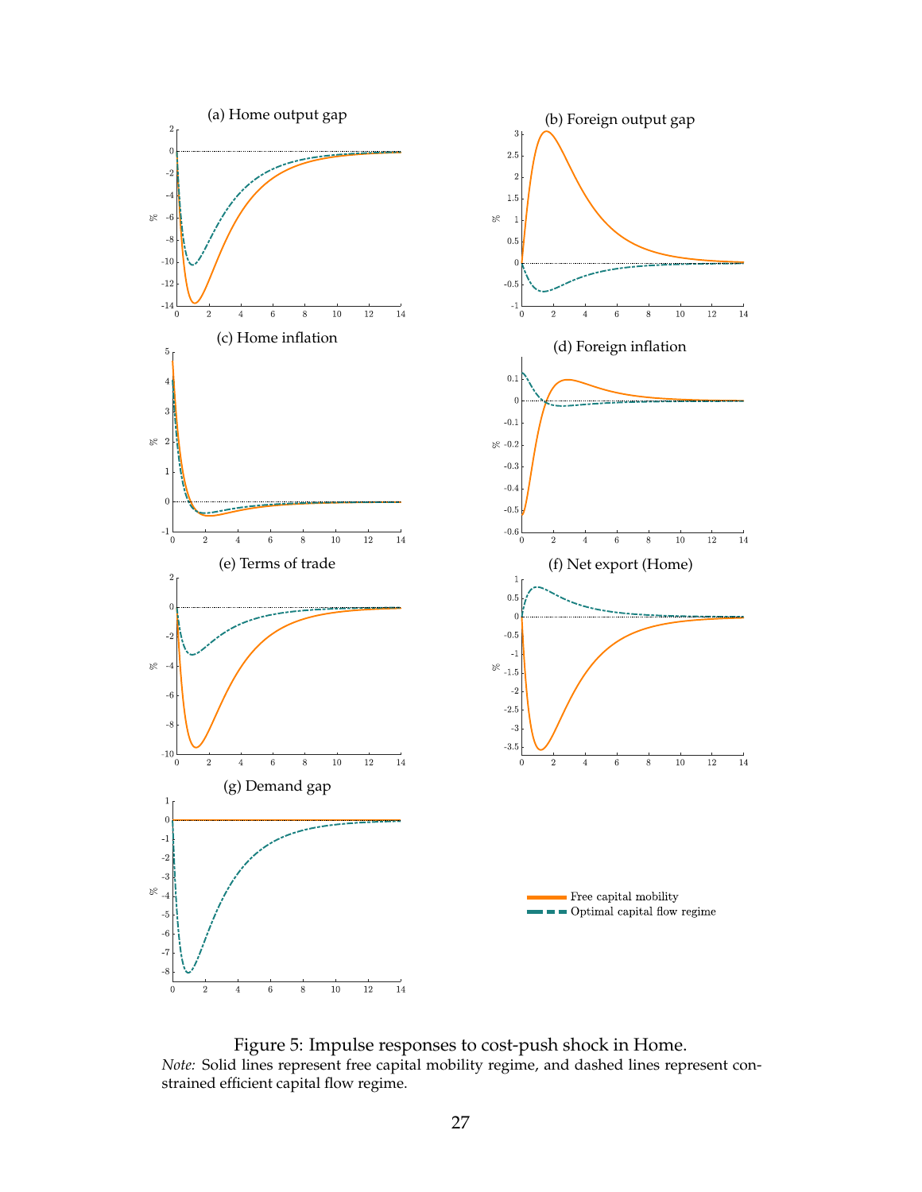Figure 5: Impulse responses to cost-push shock in Home.

*Note:* Solid lines represent free capital mobility regime, and dashed lines represent constrained efficient capital flow regime.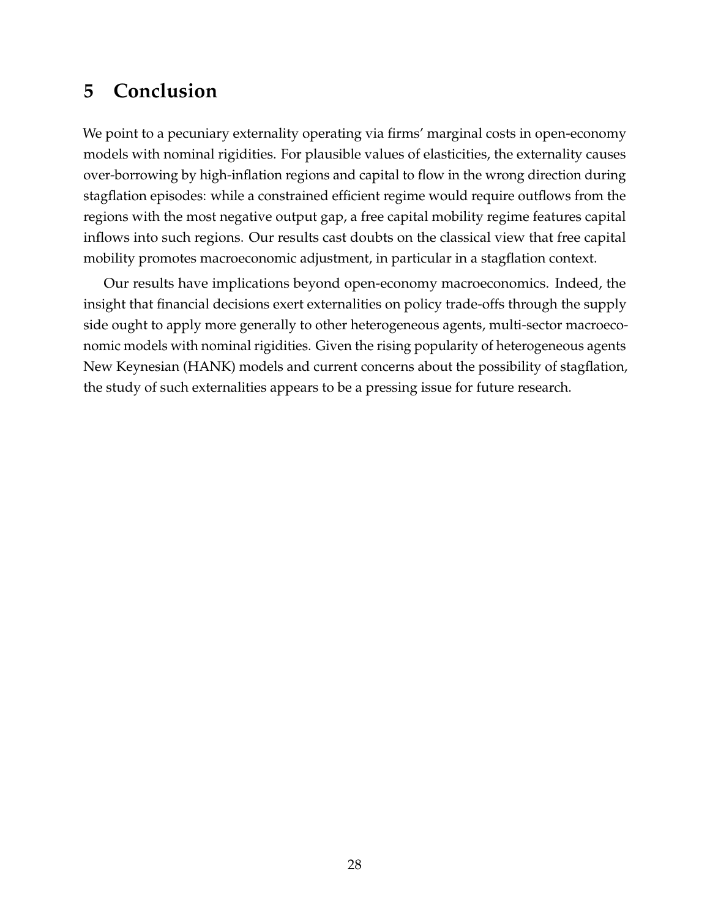## 5 Conclusion

We point to a pecuniary externality operating via firms' marginal costs in open-economy models with nominal rigidities. For plausible values of elasticities, the externality causes over-borrowing by high-inflation regions and capital to flow in the wrong direction during stagflation episodes: while a constrained efficient regime would require outflows from the regions with the most negative output gap, a free capital mobility regime features capital inflows into such regions. Our results cast doubts on the classical view that free capital mobility promotes macroeconomic adjustment, in particular in a stagflation context.

Our results have implications beyond open-economy macroeconomics. Indeed, the insight that financial decisions exert externalities on policy trade-offs through the supply side ought to apply more generally to other heterogeneous agents, multi-sector macroeconomic models with nominal rigidities. Given the rising popularity of heterogeneous agents New Keynesian (HANK) models and current concerns about the possibility of stagflation, the study of such externalities appears to be a pressing issue for future research.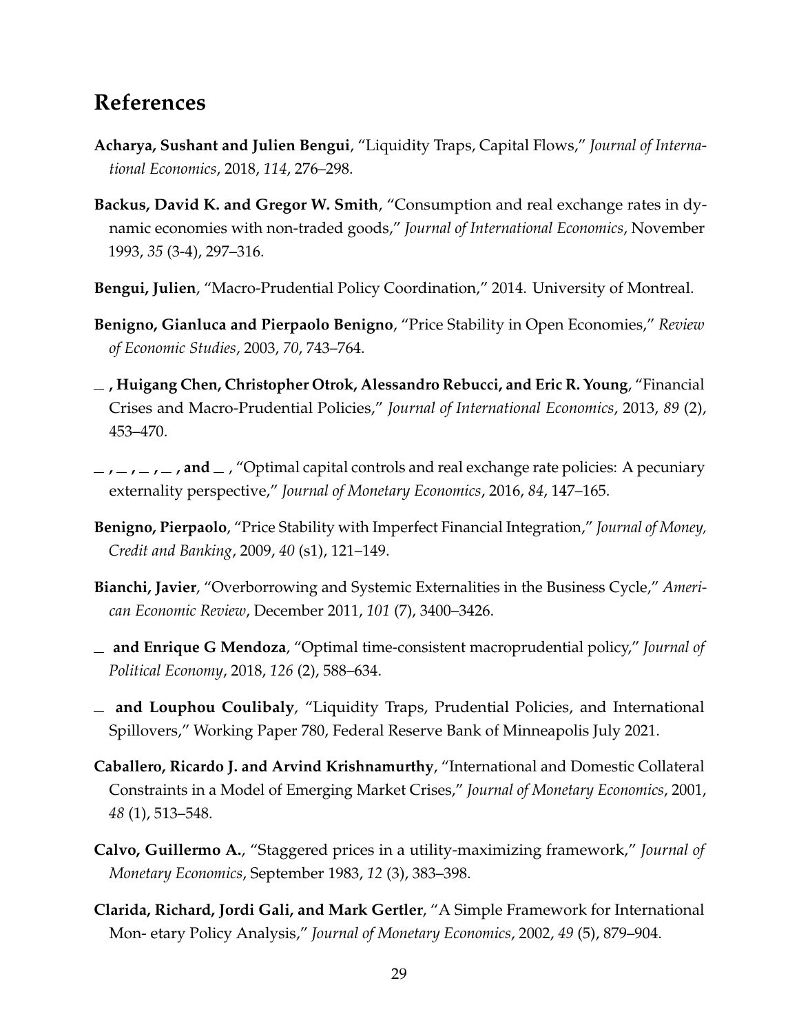## References

**Acharya, Sushant and Julien Bengui**, "Liquidity Traps, Capital Flows," *Journal of International Economics*, 2018, *114*, 276–298.

**Backus, David K. and Gregor W. Smith**, "Consumption and real exchange rates in dynamic economies with non-traded goods," *Journal of International Economics*, November 1993, *35* (3-4), 297–316.

**Bengui, Julien**, "Macro-Prudential Policy Coordination," 2014. University of Montreal.

**Benigno, Gianluca and Pierpaolo Benigno**, "Price Stability in Open Economies," *Review of Economic Studies*, 2003, *70*, 743–764.

**\_ , Huigang Chen, Christopher Otrok, Alessandro Rebucci, and Eric R. Young**, "Financial Crises and Macro-Prudential Policies," *Journal of International Economics*, 2013, *89* (2), 453–470.

**\_ , \_ , \_ , \_ , and \_** , "Optimal capital controls and real exchange rate policies: A pecuniary externality perspective," *Journal of Monetary Economics*, 2016, *84*, 147–165.

**Benigno, Pierpaolo**, "Price Stability with Imperfect Financial Integration," *Journal of Money, Credit and Banking*, 2009, *40* (s1), 121–149.

**Bianchi, Javier**, "Overborrowing and Systemic Externalities in the Business Cycle," *American Economic Review*, December 2011, *101* (7), 3400–3426.

**\_ and Enrique G Mendoza**, "Optimal time-consistent macroprudential policy," *Journal of Political Economy*, 2018, *126* (2), 588–634.

**\_ and Louphou Coulibaly**, "Liquidity Traps, Prudential Policies, and International Spillovers," Working Paper 780, Federal Reserve Bank of Minneapolis July 2021.

**Caballero, Ricardo J. and Arvind Krishnamurthy**, "International and Domestic Collateral Constraints in a Model of Emerging Market Crises," *Journal of Monetary Economics*, 2001, *48* (1), 513–548.

**Calvo, Guillermo A.**, "Staggered prices in a utility-maximizing framework," *Journal of Monetary Economics*, September 1983, *12* (3), 383–398.

**Clarida, Richard, Jordi Gali, and Mark Gertler**, "A Simple Framework for International Mon- etary Policy Analysis," *Journal of Monetary Economics*, 2002, *49* (5), 879–904.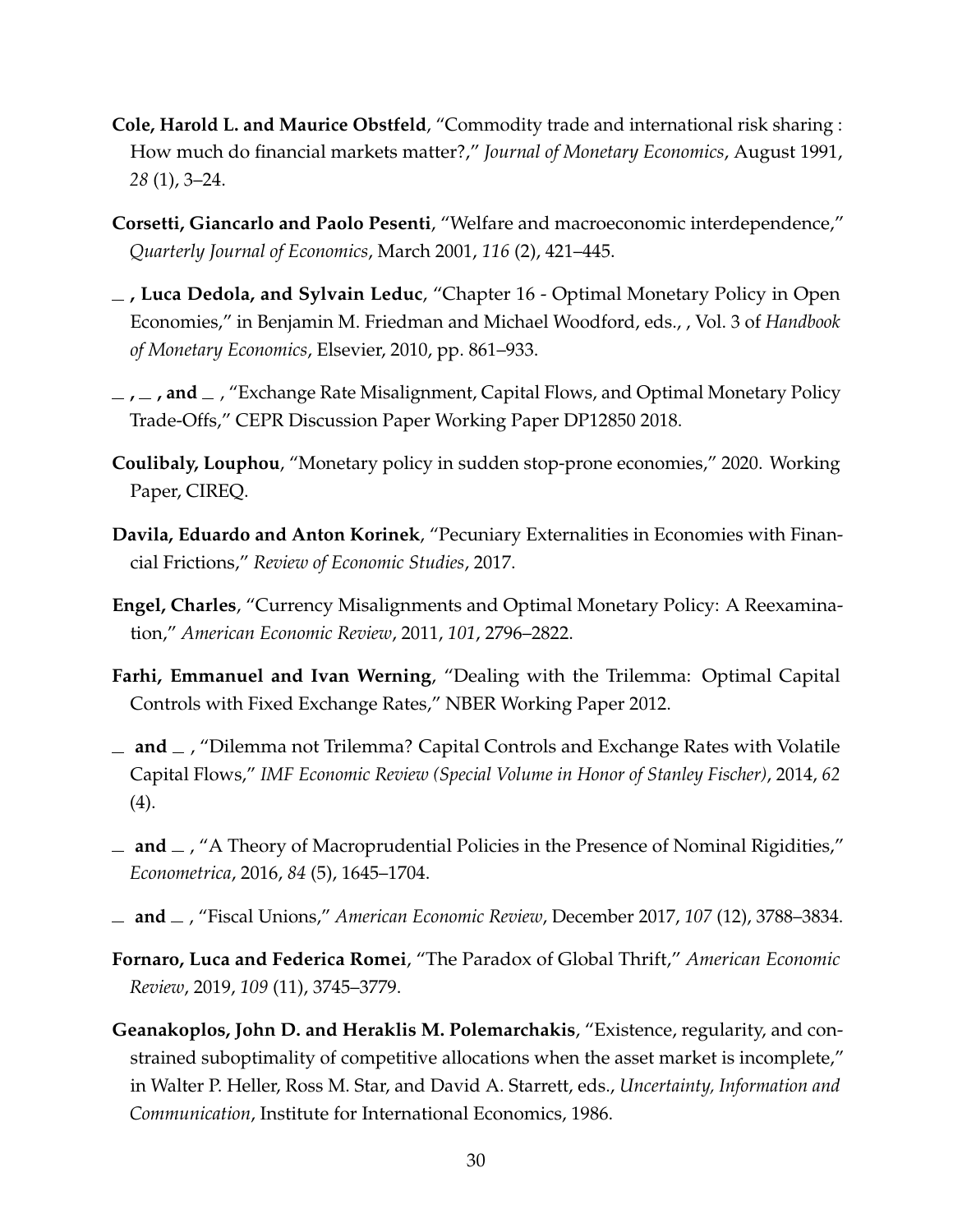**Cole, Harold L. and Maurice Obstfeld**, "Commodity trade and international risk sharing : How much do financial markets matter?," *Journal of Monetary Economics*, August 1991, *28* (1), 3–24.

**Corsetti, Giancarlo and Paolo Pesenti**, "Welfare and macroeconomic interdependence," *Quarterly Journal of Economics*, March 2001, *116* (2), 421–445.

**\_ , Luca Dedola, and Sylvain Leduc**, "Chapter 16 - Optimal Monetary Policy in Open Economies," in Benjamin M. Friedman and Michael Woodford, eds., , Vol. 3 of *Handbook of Monetary Economics*, Elsevier, 2010, pp. 861–933.

**\_ , \_ , and \_** , "Exchange Rate Misalignment, Capital Flows, and Optimal Monetary Policy Trade-Offs," CEPR Discussion Paper Working Paper DP12850 2018.

**Coulibaly, Louphou**, "Monetary policy in sudden stop-prone economies," 2020. Working Paper, CIREQ.

**Davila, Eduardo and Anton Korinek**, "Pecuniary Externalities in Economies with Financial Frictions," *Review of Economic Studies*, 2017.

**Engel, Charles**, "Currency Misalignments and Optimal Monetary Policy: A Reexamination," *American Economic Review*, 2011, *101*, 2796–2822.

**Farhi, Emmanuel and Ivan Werning**, "Dealing with the Trilemma: Optimal Capital Controls with Fixed Exchange Rates," NBER Working Paper 2012.

**\_ and \_** , "Dilemma not Trilemma? Capital Controls and Exchange Rates with Volatile Capital Flows," *IMF Economic Review (Special Volume in Honor of Stanley Fischer)*, 2014, *62* (4).

**\_ and \_** , "A Theory of Macroprudential Policies in the Presence of Nominal Rigidities," *Econometrica*, 2016, *84* (5), 1645–1704.

**\_ and \_** , "Fiscal Unions," *American Economic Review*, December 2017, *107* (12), 3788–3834.

**Fornaro, Luca and Federica Romei**, "The Paradox of Global Thrift," *American Economic Review*, 2019, *109* (11), 3745–3779.

**Geanakoplos, John D. and Heraklis M. Polemarchakis**, "Existence, regularity, and constrained suboptimality of competitive allocations when the asset market is incomplete," in Walter P. Heller, Ross M. Star, and David A. Starrett, eds., *Uncertainty, Information and Communication*, Institute for International Economics, 1986.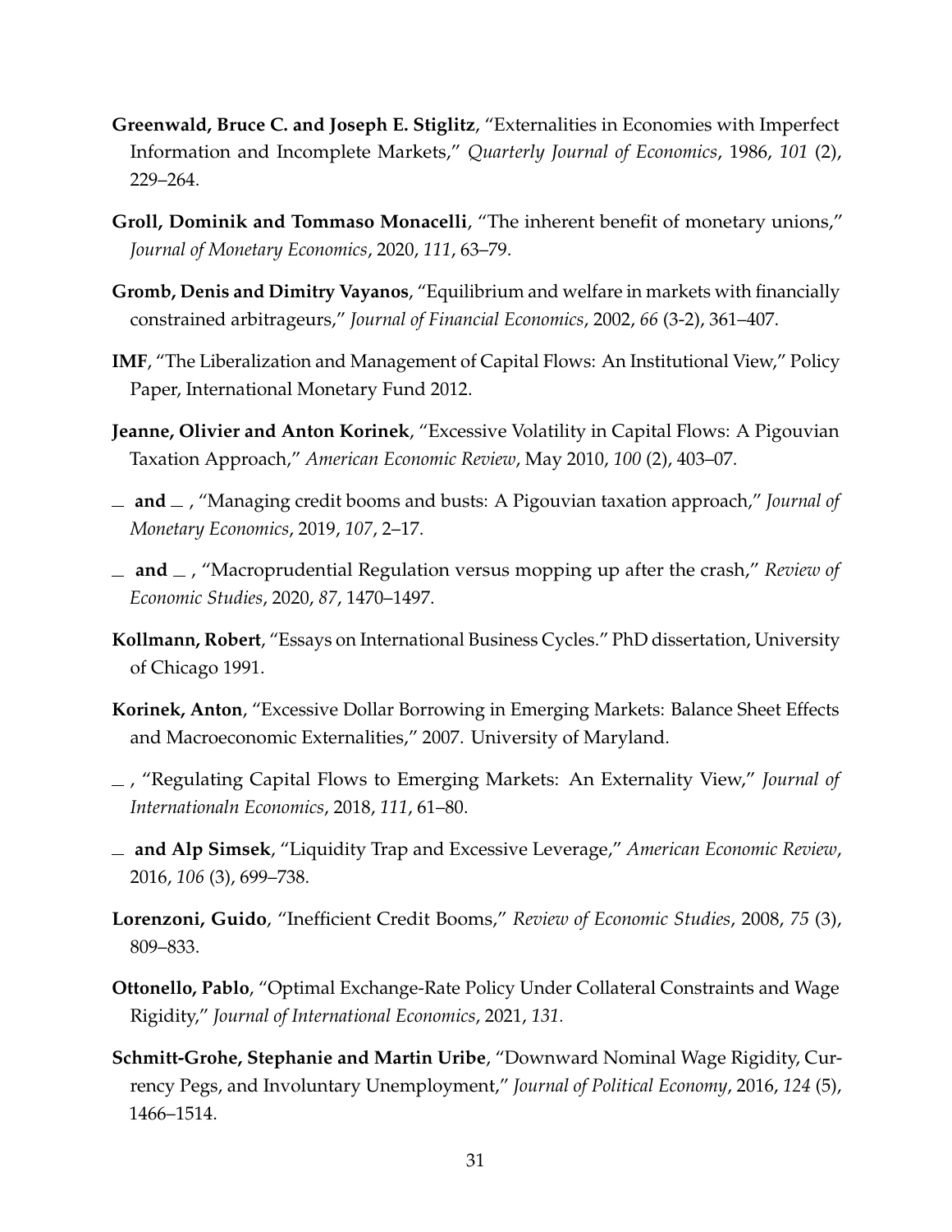**Greenwald, Bruce C. and Joseph E. Stiglitz**, "Externalities in Economies with Imperfect Information and Incomplete Markets," *Quarterly Journal of Economics*, 1986, *101* (2), 229–264.

**Groll, Dominik and Tommaso Monacelli**, "The inherent benefit of monetary unions," *Journal of Monetary Economics*, 2020, *111*, 63–79.

**Gromb, Denis and Dimitry Vayanos**, "Equilibrium and welfare in markets with financially constrained arbitrageurs," *Journal of Financial Economics*, 2002, *66* (3-2), 361–407.

**IMF**, "The Liberalization and Management of Capital Flows: An Institutional View," Policy Paper, International Monetary Fund 2012.

**Jeanne, Olivier and Anton Korinek**, "Excessive Volatility in Capital Flows: A Pigouvian Taxation Approach," *American Economic Review*, May 2010, *100* (2), 403–07.

_ **and** _ , "Managing credit booms and busts: A Pigouvian taxation approach," *Journal of Monetary Economics*, 2019, *107*, 2–17.

_ **and** _ , "Macroprudential Regulation versus mopping up after the crash," *Review of Economic Studies*, 2020, *87*, 1470–1497.

**Kollmann, Robert**, "Essays on International Business Cycles." PhD dissertation, University of Chicago 1991.

**Korinek, Anton**, "Excessive Dollar Borrowing in Emerging Markets: Balance Sheet Effects and Macroeconomic Externalities," 2007. University of Maryland.

_ , "Regulating Capital Flows to Emerging Markets: An Externality View," *Journal of Internationaln Economics*, 2018, *111*, 61–80.

_ **and Alp Simsek**, "Liquidity Trap and Excessive Leverage," *American Economic Review*, 2016, *106* (3), 699–738.

**Lorenzoni, Guido**, "Inefficient Credit Booms," *Review of Economic Studies*, 2008, *75* (3), 809–833.

**Ottonello, Pablo**, "Optimal Exchange-Rate Policy Under Collateral Constraints and Wage Rigidity," *Journal of International Economics*, 2021, *131.*

**Schmitt-Grohe, Stephanie and Martin Uribe**, "Downward Nominal Wage Rigidity, Currency Pegs, and Involuntary Unemployment," *Journal of Political Economy*, 2016, *124* (5), 1466–1514.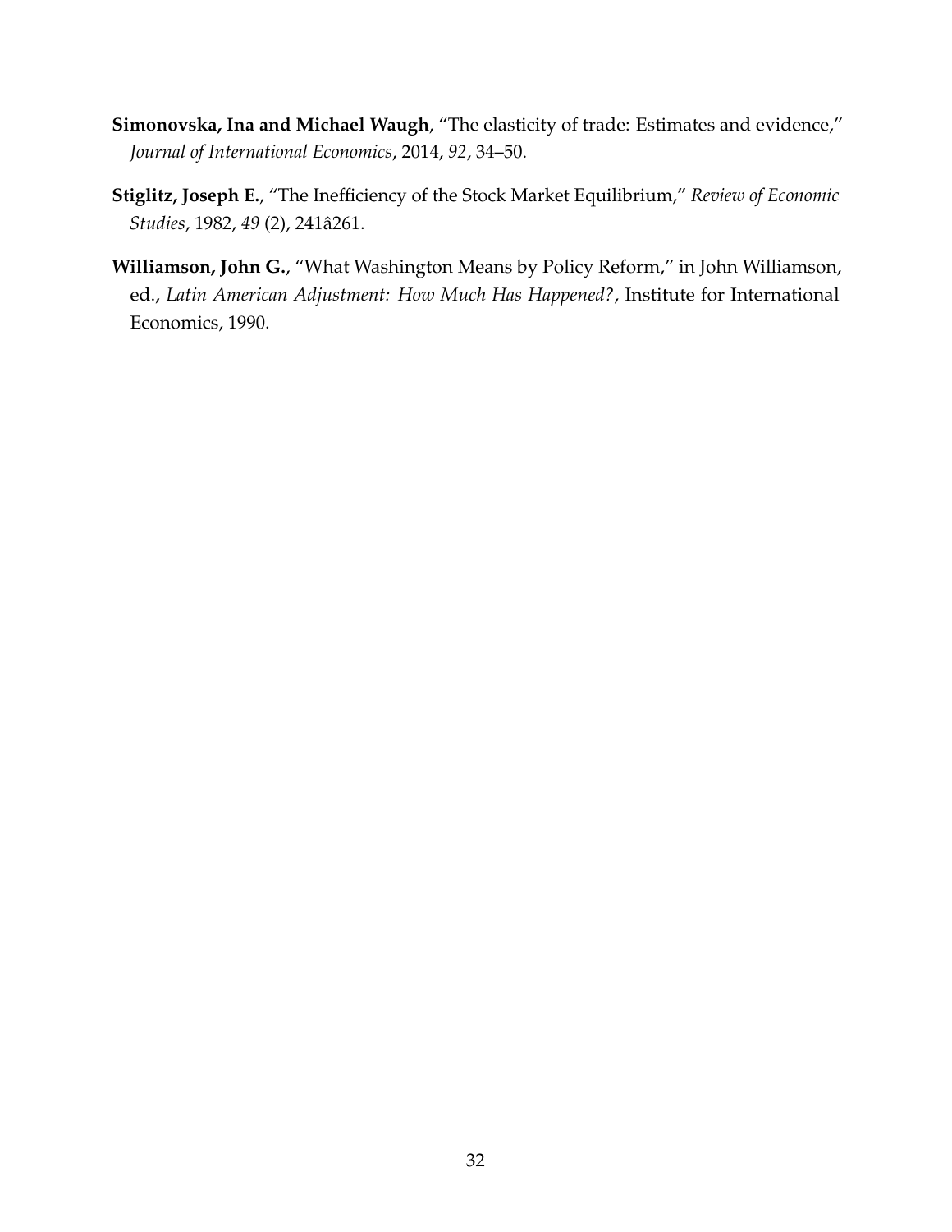**Simonovska, Ina and Michael Waugh**, "The elasticity of trade: Estimates and evidence," *Journal of International Economics*, 2014, *92*, 34–50.

**Stiglitz, Joseph E.**, "The Inefficiency of the Stock Market Equilibrium," *Review of Economic Studies*, 1982, *49* (2), 241â261.

**Williamson, John G.**, "What Washington Means by Policy Reform," in John Williamson, ed., *Latin American Adjustment: How Much Has Happened?*, Institute for International Economics, 1990.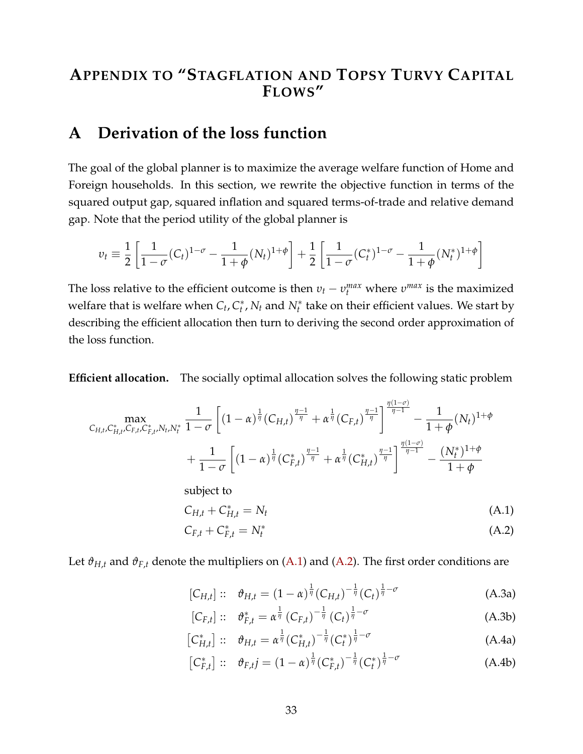# Appendix to "Stagflation and Topsy Turvy Capital Flows"

## A Derivation of the loss function

The goal of the global planner is to maximize the average welfare function of Home and Foreign households. In this section, we rewrite the objective function in terms of the squared output gap, squared inflation and squared terms-of-trade and relative demand gap. Note that the period utility of the global planner is

$$v_t \equiv \frac{1}{2}\left[\frac{1}{1-\sigma}(C_t)^{1-\sigma} - \frac{1}{1+\phi}(N_t)^{1+\phi}\right] + \frac{1}{2}\left[\frac{1}{1-\sigma}(C_t^*)^{1-\sigma} - \frac{1}{1+\phi}(N_t^*)^{1+\phi}\right]$$

The loss relative to the efficient outcome is then $v_t - v_t^{max}$ where $v^{max}$ is the maximized welfare that is welfare when $C_t, C_t^*, N_t$ and $N_t^*$ take on their efficient values. We start by describing the efficient allocation then turn to deriving the second order approximation of the loss function.

**Efficient allocation.** The socially optimal allocation solves the following static problem

$$\max_{C_{H,t},C_{H,t}^*,C_{F,t},C_{F,t}^*,N_t,N_t^*} \frac{1}{1-\sigma}\left[(1-\alpha)^{\frac{1}{\eta}}(C_{H,t})^{\frac{\eta-1}{\eta}} + \alpha^{\frac{1}{\eta}}(C_{F,t})^{\frac{\eta-1}{\eta}}\right]^{\frac{\eta(1-\sigma)}{\eta-1}} - \frac{1}{1+\phi}(N_t)^{1+\phi}$$
$$+ \frac{1}{1-\sigma}\left[(1-\alpha)^{\frac{1}{\eta}}(C_{F,t}^*)^{\frac{\eta-1}{\eta}} + \alpha^{\frac{1}{\eta}}(C_{H,t}^*)^{\frac{\eta-1}{\eta}}\right]^{\frac{\eta(1-\sigma)}{\eta-1}} - \frac{(N_t^*)^{1+\phi}}{1+\phi}$$

subject to

$$C_{H,t} + C_{H,t}^* = N_t \tag{A.1}$$
$$C_{F,t} + C_{F,t}^* = N_t^* \tag{A.2}$$

Let $\vartheta_{H,t}$ and $\vartheta_{F,t}$ denote the multipliers on (A.1) and (A.2). The first order conditions are

$$[C_{H,t}] :: \quad \vartheta_{H,t} = (1-\alpha)^{\frac{1}{\eta}}(C_{H,t})^{-\frac{1}{\eta}}(C_t)^{\frac{1}{\eta}-\sigma} \tag{A.3a}$$
$$[C_{F,t}] :: \quad \vartheta_{F,t}^* = \alpha^{\frac{1}{\eta}}(C_{F,t})^{-\frac{1}{\eta}}(C_t)^{\frac{1}{\eta}-\sigma} \tag{A.3b}$$
$$[C_{H,t}^*] :: \quad \vartheta_{H,t} = \alpha^{\frac{1}{\eta}}(C_{H,t}^*)^{-\frac{1}{\eta}}(C_t^*)^{\frac{1}{\eta}-\sigma} \tag{A.4a}$$
$$[C_{F,t}^*] :: \quad \vartheta_{F,t}j = (1-\alpha)^{\frac{1}{\eta}}(C_{F,t}^*)^{-\frac{1}{\eta}}(C_t^*)^{\frac{1}{\eta}-\sigma} \tag{A.4b}$$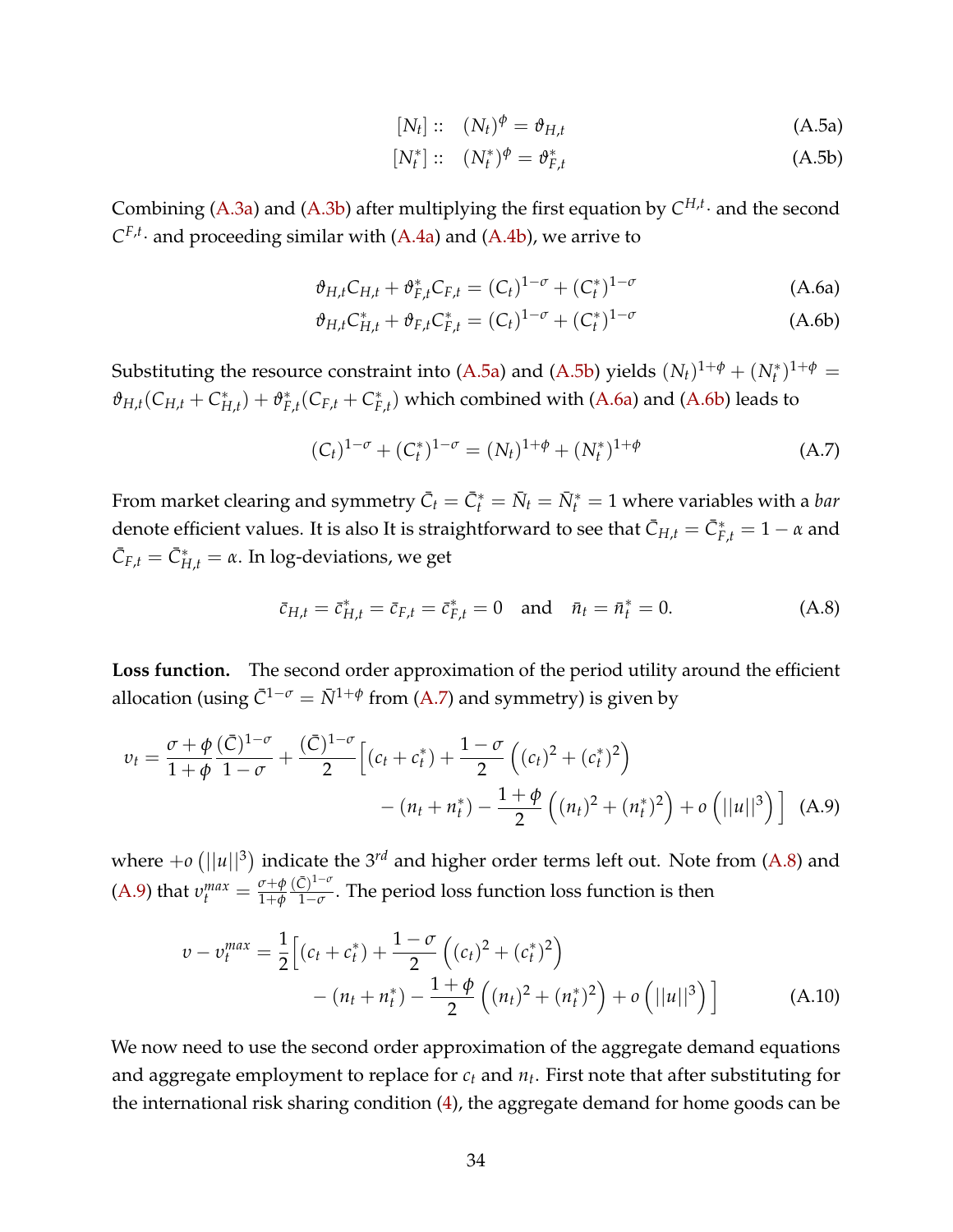$$[N_t] :: \quad (N_t)^{\phi} = \vartheta_{H,t} \tag{A.5a}$$

$$[N_t^*] :: \quad (N_t^*)^{\phi} = \vartheta_{F,t}^* \tag{A.5b}$$

Combining (A.3a) and (A.3b) after multiplying the first equation by $C^{H,t}\cdot$ and the second $C^{F,t}\cdot$ and proceeding similar with (A.4a) and (A.4b), we arrive to

$$\vartheta_{H,t}C_{H,t} + \vartheta_{F,t}^* C_{F,t} = (C_t)^{1-\sigma} + (C_t^*)^{1-\sigma} \tag{A.6a}$$

$$\vartheta_{H,t}C_{H,t}^* + \vartheta_{F,t}C_{F,t}^* = (C_t)^{1-\sigma} + (C_t^*)^{1-\sigma} \tag{A.6b}$$

Substituting the resource constraint into (A.5a) and (A.5b) yields $(N_t)^{1+\phi} + (N_t^*)^{1+\phi} = \vartheta_{H,t}(C_{H,t} + C_{H,t}^*) + \vartheta_{F,t}^*(C_{F,t} + C_{F,t}^*)$ which combined with (A.6a) and (A.6b) leads to

$$(C_t)^{1-\sigma} + (C_t^*)^{1-\sigma} = (N_t)^{1+\phi} + (N_t^*)^{1+\phi} \tag{A.7}$$

From market clearing and symmetry $\bar{C}_t = \bar{C}_t^* = \bar{N}_t = \bar{N}_t^* = 1$ where variables with a *bar* denote efficient values. It is also It is straightforward to see that $\bar{C}_{H,t} = \bar{C}_{F,t}^* = 1-\alpha$ and $\bar{C}_{F,t} = \bar{C}_{H,t}^* = \alpha$. In log-deviations, we get

$$\bar{c}_{H,t} = \bar{c}_{H,t}^* = \bar{c}_{F,t} = \bar{c}_{F,t}^* = 0 \quad \text{and} \quad \bar{n}_t = \bar{n}_t^* = 0. \tag{A.8}$$

**Loss function.** The second order approximation of the period utility around the efficient allocation (using $\bar{C}^{1-\sigma} = \bar{N}^{1+\phi}$ from (A.7) and symmetry) is given by

$$v_t = \frac{\sigma+\phi}{1+\phi}\frac{(\bar{C})^{1-\sigma}}{1-\sigma} + \frac{(\bar{C})^{1-\sigma}}{2}\Big[(c_t + c_t^*) + \frac{1-\sigma}{2}\left((c_t)^2 + (c_t^*)^2\right) - (n_t + n_t^*) - \frac{1+\phi}{2}\left((n_t)^2 + (n_t^*)^2\right) + o\left(||u||^3\right)\Big] \tag{A.9}$$

where $+o\left(||u||^3\right)$ indicate the $3^{rd}$ and higher order terms left out. Note from (A.8) and (A.9) that $v_t^{max} = \frac{\sigma+\phi}{1+\phi}\frac{(\bar{C})^{1-\sigma}}{1-\sigma}$. The period loss function loss function is then

$$v - v_t^{max} = \frac{1}{2}\Big[(c_t + c_t^*) + \frac{1-\sigma}{2}\left((c_t)^2 + (c_t^*)^2\right) - (n_t + n_t^*) - \frac{1+\phi}{2}\left((n_t)^2 + (n_t^*)^2\right) + o\left(||u||^3\right)\Big] \tag{A.10}$$

We now need to use the second order approximation of the aggregate demand equations and aggregate employment to replace for $c_t$ and $n_t$. First note that after substituting for the international risk sharing condition (4), the aggregate demand for home goods can be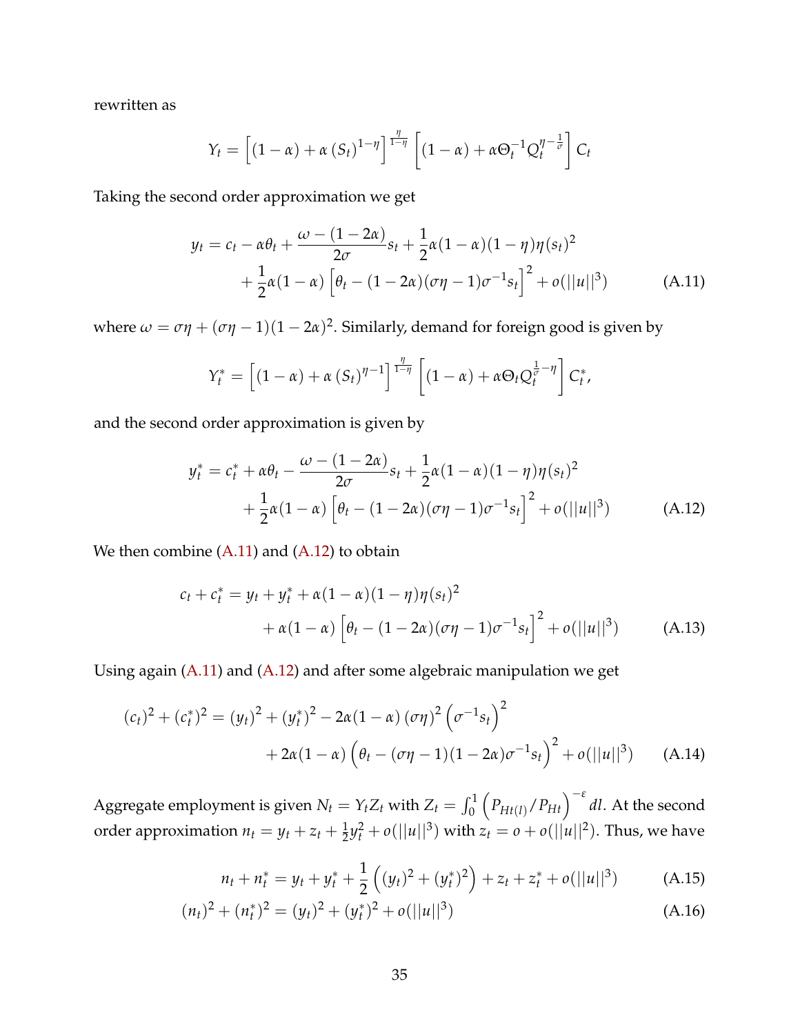rewritten as

$$Y_t = \left[(1-\alpha) + \alpha\left(S_t\right)^{1-\eta}\right]^{\frac{\eta}{1-\eta}} \left[(1-\alpha) + \alpha \Theta_t^{-1} Q_t^{\eta - \frac{1}{\sigma}}\right] C_t$$

Taking the second order approximation we get

$$y_t = c_t - \alpha\theta_t + \frac{\omega - (1-2\alpha)}{2\sigma} s_t + \frac{1}{2}\alpha(1-\alpha)(1-\eta)\eta(s_t)^2 + \frac{1}{2}\alpha(1-\alpha)\left[\theta_t - (1-2\alpha)(\sigma\eta - 1)\sigma^{-1} s_t\right]^2 + o(||u||^3) \tag{A.11}$$

where $\omega = \sigma\eta + (\sigma\eta - 1)(1-2\alpha)^2$. Similarly, demand for foreign good is given by

$$Y_t^* = \left[(1-\alpha) + \alpha\left(S_t\right)^{\eta-1}\right]^{\frac{\eta}{1-\eta}} \left[(1-\alpha) + \alpha \Theta_t Q_t^{\frac{1}{\sigma} - \eta}\right] C_t^*,$$

and the second order approximation is given by

$$y_t^* = c_t^* + \alpha\theta_t - \frac{\omega - (1-2\alpha)}{2\sigma} s_t + \frac{1}{2}\alpha(1-\alpha)(1-\eta)\eta(s_t)^2 + \frac{1}{2}\alpha(1-\alpha)\left[\theta_t - (1-2\alpha)(\sigma\eta - 1)\sigma^{-1} s_t\right]^2 + o(||u||^3) \tag{A.12}$$

We then combine (A.11) and (A.12) to obtain

$$c_t + c_t^* = y_t + y_t^* + \alpha(1-\alpha)(1-\eta)\eta(s_t)^2 + \alpha(1-\alpha)\left[\theta_t - (1-2\alpha)(\sigma\eta - 1)\sigma^{-1} s_t\right]^2 + o(||u||^3) \tag{A.13}$$

Using again (A.11) and (A.12) and after some algebraic manipulation we get

$$(c_t)^2 + (c_t^*)^2 = (y_t)^2 + (y_t^*)^2 - 2\alpha(1-\alpha)\left(\sigma\eta\right)^2\left(\sigma^{-1} s_t\right)^2 + 2\alpha(1-\alpha)\left(\theta_t - (\sigma\eta - 1)(1-2\alpha)\sigma^{-1} s_t\right)^2 + o(||u||^3) \tag{A.14}$$

Aggregate employment is given $N_t = Y_t Z_t$ with $Z_t = \int_0^1 \left(P_{Ht(l)}/P_{Ht}\right)^{-\varepsilon} dl$. At the second order approximation $n_t = y_t + z_t + \frac{1}{2}y_t^2 + o(||u||^3)$ with $z_t = o + o(||u||^2)$. Thus, we have

$$n_t + n_t^* = y_t + y_t^* + \frac{1}{2}\left((y_t)^2 + (y_t^*)^2\right) + z_t + z_t^* + o(||u||^3) \tag{A.15}$$

$$(n_t)^2 + (n_t^*)^2 = (y_t)^2 + (y_t^*)^2 + o(||u||^3) \tag{A.16}$$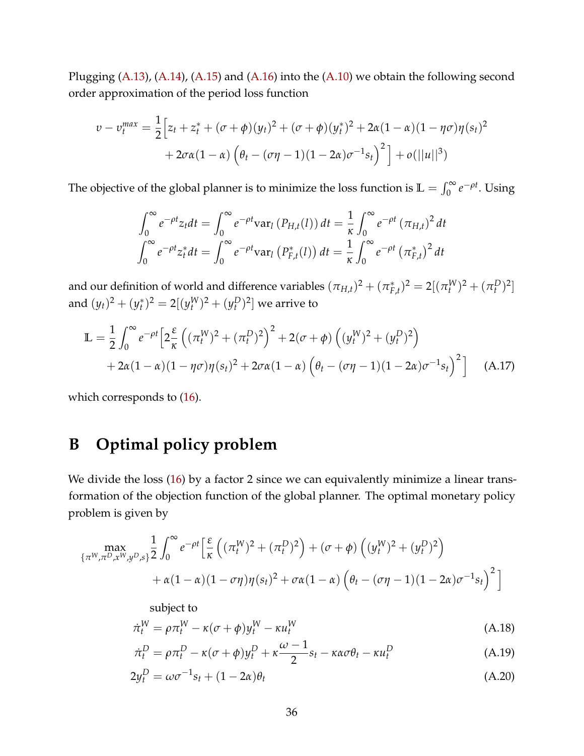Plugging (A.13), (A.14), (A.15) and (A.16) into the (A.10) we obtain the following second order approximation of the period loss function

$$
\begin{aligned}
v - v_t^{max} = \frac{1}{2}\Big[ & z_t + z_t^* + (\sigma+\phi)(y_t)^2 + (\sigma+\phi)(y_t^*)^2 + 2\alpha(1-\alpha)(1-\eta\sigma)\eta(s_t)^2 \\
& + 2\sigma\alpha(1-\alpha)\left(\theta_t - (\sigma\eta - 1)(1-2\alpha)\sigma^{-1}s_t\right)^2\Big] + o(||u||^3)
\end{aligned}
$$

The objective of the global planner is to minimize the loss function is $\mathbb{L} = \int_0^\infty e^{-\rho t}$. Using

$$
\begin{aligned}
\int_0^\infty e^{-\rho t} z_t dt &= \int_0^\infty e^{-\rho t} \text{var}_l\left(P_{H,t}(l)\right) dt = \frac{1}{\kappa}\int_0^\infty e^{-\rho t}\left(\pi_{H,t}\right)^2 dt \\
\int_0^\infty e^{-\rho t} z_t^* dt &= \int_0^\infty e^{-\rho t} \text{var}_l\left(P_{F,t}^*(l)\right) dt = \frac{1}{\kappa}\int_0^\infty e^{-\rho t}\left(\pi_{F,t}^*\right)^2 dt
\end{aligned}
$$

and our definition of world and difference variables $(\pi_{H,t})^2 + (\pi_{F,t}^*)^2 = 2[(\pi_t^W)^2 + (\pi_t^D)^2]$ and $(y_t)^2 + (y_t^*)^2 = 2[(y_t^W)^2 + (y_t^D)^2]$ we arrive to

$$
\begin{aligned}
\mathbb{L} = \frac{1}{2}\int_0^\infty e^{-\rho t}\Big[ & 2\frac{\varepsilon}{\kappa}\left((\pi_t^W)^2 + (\pi_t^D)^2\right)^2 + 2(\sigma+\phi)\left((y_t^W)^2 + (y_t^D)^2\right) \\
& + 2\alpha(1-\alpha)(1-\eta\sigma)\eta(s_t)^2 + 2\sigma\alpha(1-\alpha)\left(\theta_t - (\sigma\eta-1)(1-2\alpha)\sigma^{-1}s_t\right)^2\Big] \qquad \text{(A.17)}
\end{aligned}
$$

which corresponds to (16).

# B Optimal policy problem

We divide the loss (16) by a factor 2 since we can equivalently minimize a linear transformation of the objection function of the global planner. The optimal monetary policy problem is given by

$$
\begin{aligned}
\max_{\{\pi^W,\pi^D,x^W,y^D,s\}} \frac{1}{2}\int_0^\infty e^{-\rho t}\Big[ & \frac{\varepsilon}{\kappa}\left((\pi_t^W)^2 + (\pi_t^D)^2\right) + (\sigma+\phi)\left((y_t^W)^2 + (y_t^D)^2\right) \\
& + \alpha(1-\alpha)(1-\sigma\eta)\eta(s_t)^2 + \sigma\alpha(1-\alpha)\left(\theta_t - (\sigma\eta-1)(1-2\alpha)\sigma^{-1}s_t\right)^2\Big]
\end{aligned}
$$

subject to

$$
\dot{\pi}_t^W = \rho\pi_t^W - \kappa(\sigma+\phi)y_t^W - \kappa u_t^W \qquad \text{(A.18)}
$$

$$
\dot{\pi}_t^D = \rho\pi_t^D - \kappa(\sigma+\phi)y_t^D + \kappa\frac{\omega-1}{2}s_t - \kappa\alpha\sigma\theta_t - \kappa u_t^D \qquad \text{(A.19)}
$$

$$
2y_t^D = \omega\sigma^{-1}s_t + (1-2\alpha)\theta_t \qquad \text{(A.20)}
$$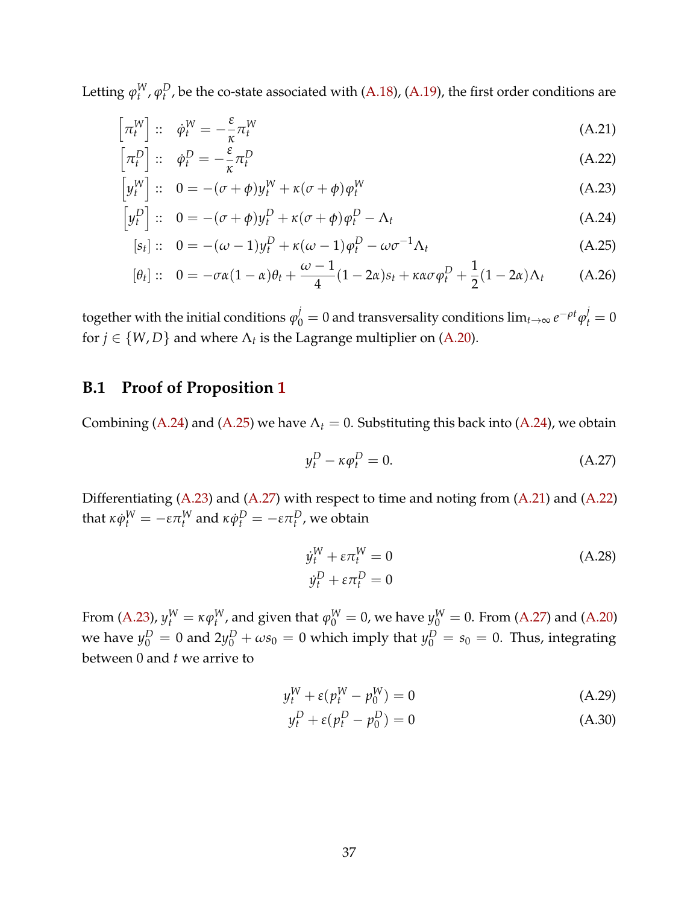Letting $\varphi_t^W, \varphi_t^D$, be the co-state associated with (A.18), (A.19), the first order conditions are

$$
\begin{aligned}
\left[\pi_t^W\right] &:: \quad \dot{\varphi}_t^W = -\frac{\varepsilon}{\kappa}\pi_t^W & \text{(A.21)} \\
\left[\pi_t^D\right] &:: \quad \dot{\varphi}_t^D = -\frac{\varepsilon}{\kappa}\pi_t^D & \text{(A.22)} \\
\left[y_t^W\right] &:: \quad 0 = -(\sigma+\phi)y_t^W + \kappa(\sigma+\phi)\varphi_t^W & \text{(A.23)} \\
\left[y_t^D\right] &:: \quad 0 = -(\sigma+\phi)y_t^D + \kappa(\sigma+\phi)\varphi_t^D - \Lambda_t & \text{(A.24)} \\
[s_t] &:: \quad 0 = -(\omega-1)y_t^D + \kappa(\omega-1)\varphi_t^D - \omega\sigma^{-1}\Lambda_t & \text{(A.25)} \\
[\theta_t] &:: \quad 0 = -\sigma\alpha(1-\alpha)\theta_t + \frac{\omega-1}{4}(1-2\alpha)s_t + \kappa\alpha\sigma\varphi_t^D + \frac{1}{2}(1-2\alpha)\Lambda_t & \text{(A.26)}
\end{aligned}
$$

together with the initial conditions $\varphi_0^j = 0$ and transversality conditions $\lim_{t\to\infty} e^{-\rho t}\varphi_t^j = 0$ for $j \in \{W, D\}$ and where $\Lambda_t$ is the Lagrange multiplier on (A.20).

## B.1 Proof of Proposition 1

Combining (A.24) and (A.25) we have $\Lambda_t = 0$. Substituting this back into (A.24), we obtain

$$
y_t^D - \kappa\varphi_t^D = 0. \tag{A.27}
$$

Differentiating (A.23) and (A.27) with respect to time and noting from (A.21) and (A.22) that $\kappa\dot{\varphi}_t^W = -\varepsilon\pi_t^W$ and $\kappa\dot{\varphi}_t^D = -\varepsilon\pi_t^D$, we obtain

$$
\begin{aligned}
\dot{y}_t^W + \varepsilon\pi_t^W &= 0 \\
\dot{y}_t^D + \varepsilon\pi_t^D &= 0
\end{aligned} \tag{A.28}
$$

From (A.23), $y_t^W = \kappa\varphi_t^W$, and given that $\varphi_0^W = 0$, we have $y_0^W = 0$. From (A.27) and (A.20) we have $y_0^D = 0$ and $2y_0^D + \omega s_0 = 0$ which imply that $y_0^D = s_0 = 0$. Thus, integrating between 0 and $t$ we arrive to

$$
y_t^W + \varepsilon(p_t^W - p_0^W) = 0 \tag{A.29}
$$

$$
y_t^D + \varepsilon(p_t^D - p_0^D) = 0 \tag{A.30}
$$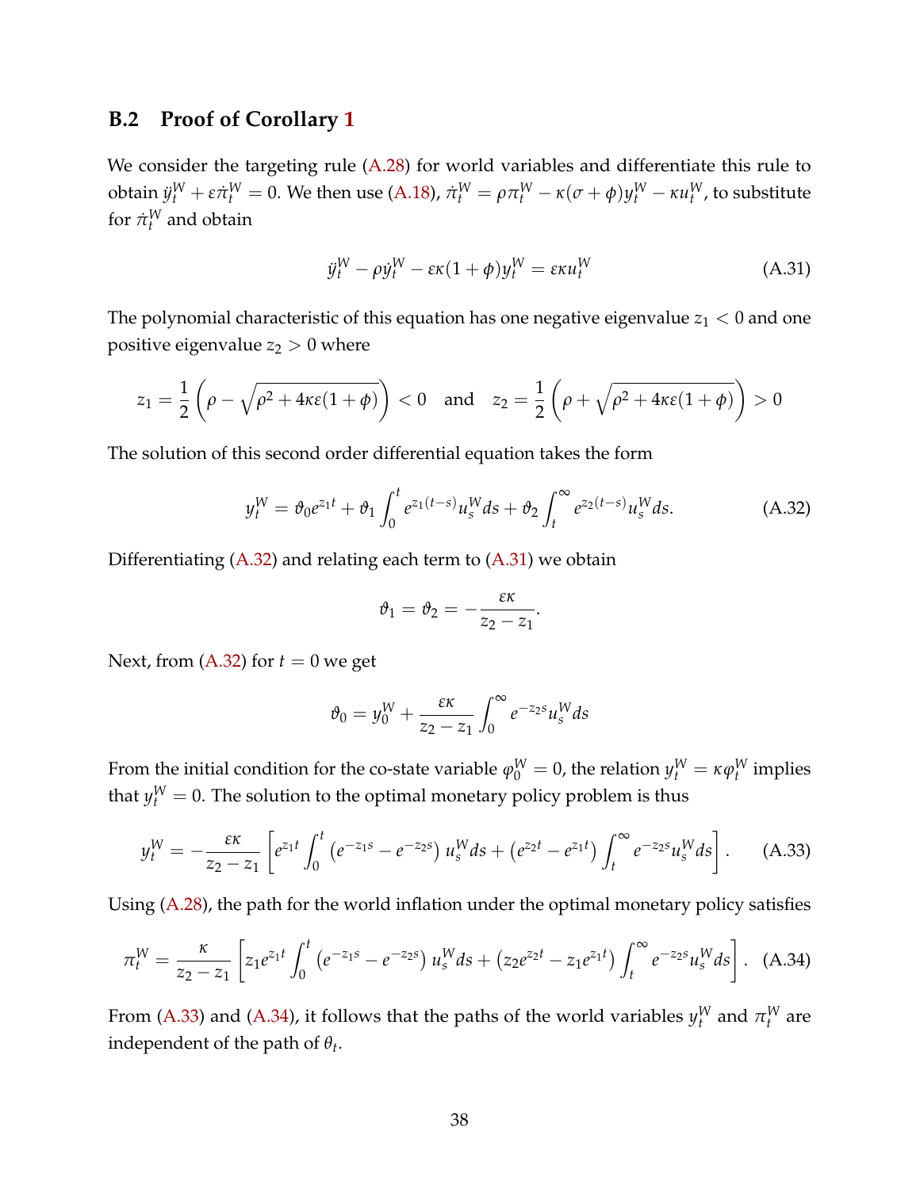## B.2 Proof of Corollary 1

We consider the targeting rule (A.28) for world variables and differentiate this rule to obtain $\ddot{y}_t^W + \varepsilon \dot{\pi}_t^W = 0$. We then use (A.18), $\dot{\pi}_t^W = \rho \pi_t^W - \kappa(\sigma + \phi) y_t^W - \kappa u_t^W$, to substitute for $\dot{\pi}_t^W$ and obtain

$$
\ddot{y}_t^W - \rho \dot{y}_t^W - \varepsilon \kappa (1 + \phi) y_t^W = \varepsilon \kappa u_t^W \tag{A.31}
$$

The polynomial characteristic of this equation has one negative eigenvalue $z_1 < 0$ and one positive eigenvalue $z_2 > 0$ where

$$
z_1 = \frac{1}{2}\left(\rho - \sqrt{\rho^2 + 4\kappa\varepsilon(1+\phi)}\right) < 0 \quad \text{and} \quad z_2 = \frac{1}{2}\left(\rho + \sqrt{\rho^2 + 4\kappa\varepsilon(1+\phi)}\right) > 0
$$

The solution of this second order differential equation takes the form

$$
y_t^W = \vartheta_0 e^{z_1 t} + \vartheta_1 \int_0^t e^{z_1(t-s)} u_s^W ds + \vartheta_2 \int_t^\infty e^{z_2(t-s)} u_s^W ds. \tag{A.32}
$$

Differentiating (A.32) and relating each term to (A.31) we obtain

$$
\vartheta_1 = \vartheta_2 = -\frac{\varepsilon \kappa}{z_2 - z_1}.
$$

Next, from (A.32) for $t = 0$ we get

$$
\vartheta_0 = y_0^W + \frac{\varepsilon \kappa}{z_2 - z_1} \int_0^\infty e^{-z_2 s} u_s^W ds
$$

From the initial condition for the co-state variable $\varphi_0^W = 0$, the relation $y_t^W = \kappa \varphi_t^W$ implies that $y_t^W = 0$. The solution to the optimal monetary policy problem is thus

$$
y_t^W = -\frac{\varepsilon \kappa}{z_2 - z_1}\left[ e^{z_1 t} \int_0^t \left(e^{-z_1 s} - e^{-z_2 s}\right) u_s^W ds + \left(e^{z_2 t} - e^{z_1 t}\right) \int_t^\infty e^{-z_2 s} u_s^W ds \right]. \tag{A.33}
$$

Using (A.28), the path for the world inflation under the optimal monetary policy satisfies

$$
\pi_t^W = \frac{\kappa}{z_2 - z_1}\left[ z_1 e^{z_1 t} \int_0^t \left(e^{-z_1 s} - e^{-z_2 s}\right) u_s^W ds + \left(z_2 e^{z_2 t} - z_1 e^{z_1 t}\right) \int_t^\infty e^{-z_2 s} u_s^W ds \right]. \tag{A.34}
$$

From (A.33) and (A.34), it follows that the paths of the world variables $y_t^W$ and $\pi_t^W$ are independent of the path of $\theta_t$.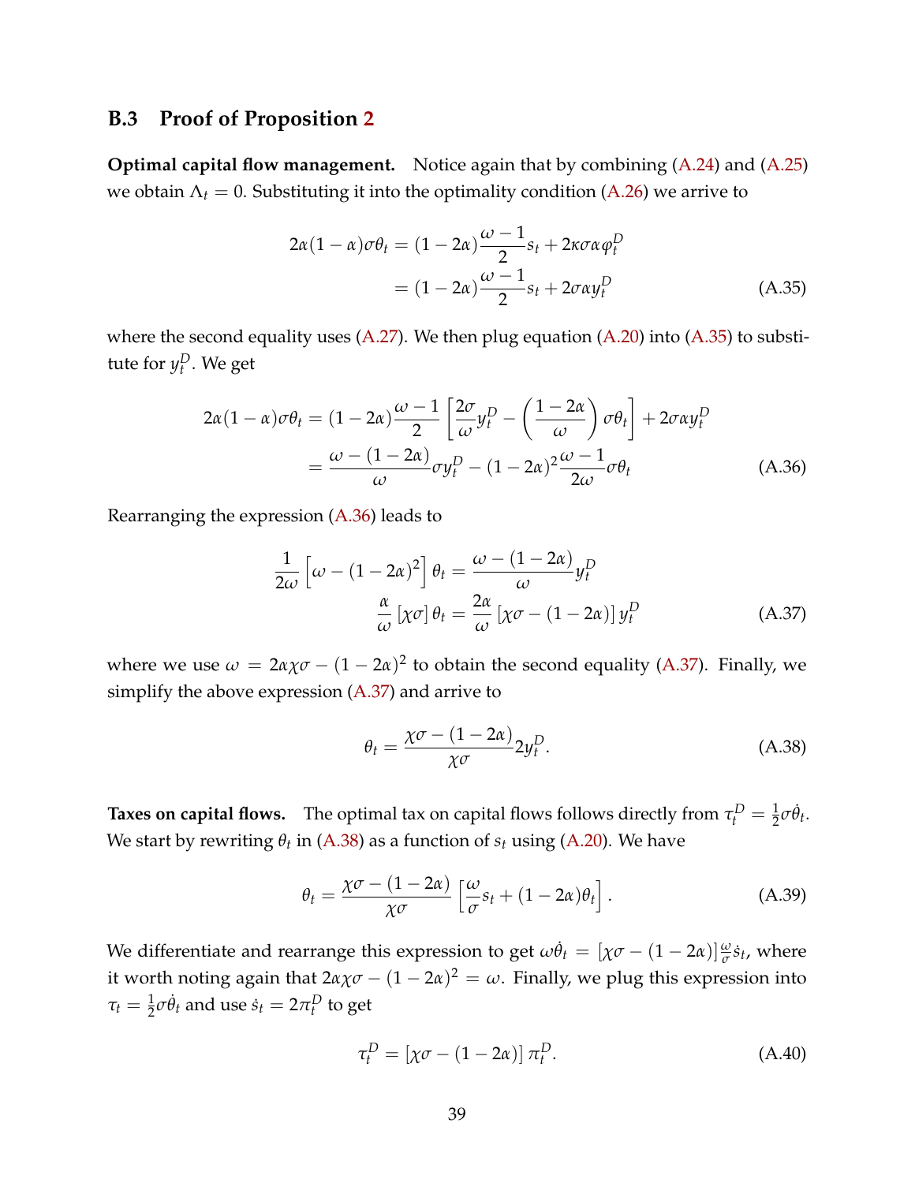### B.3 Proof of Proposition 2

**Optimal capital flow management.** Notice again that by combining (A.24) and (A.25) we obtain $\Lambda_t = 0$. Substituting it into the optimality condition (A.26) we arrive to

$$
\begin{aligned}
2\alpha(1-\alpha)\sigma\theta_t &= (1-2\alpha)\frac{\omega-1}{2}s_t + 2\kappa\sigma\alpha\varphi_t^D \\
&= (1-2\alpha)\frac{\omega-1}{2}s_t + 2\sigma\alpha y_t^D
\end{aligned}
\tag{A.35}
$$

where the second equality uses (A.27). We then plug equation (A.20) into (A.35) to substitute for $y_t^D$. We get

$$
\begin{aligned}
2\alpha(1-\alpha)\sigma\theta_t &= (1-2\alpha)\frac{\omega-1}{2}\left[\frac{2\sigma}{\omega}y_t^D - \left(\frac{1-2\alpha}{\omega}\right)\sigma\theta_t\right] + 2\sigma\alpha y_t^D \\
&= \frac{\omega-(1-2\alpha)}{\omega}\sigma y_t^D - (1-2\alpha)^2\frac{\omega-1}{2\omega}\sigma\theta_t
\end{aligned}
\tag{A.36}
$$

Rearranging the expression (A.36) leads to

$$
\begin{aligned}
\frac{1}{2\omega}\left[\omega-(1-2\alpha)^2\right]\theta_t &= \frac{\omega-(1-2\alpha)}{\omega}y_t^D \\
\frac{\alpha}{\omega}\left[\chi\sigma\right]\theta_t &= \frac{2\alpha}{\omega}\left[\chi\sigma-(1-2\alpha)\right]y_t^D
\end{aligned}
\tag{A.37}
$$

where we use $\omega = 2\alpha\chi\sigma - (1-2\alpha)^2$ to obtain the second equality (A.37). Finally, we simplify the above expression (A.37) and arrive to

$$
\theta_t = \frac{\chi\sigma-(1-2\alpha)}{\chi\sigma}2y_t^D. \tag{A.38}
$$

**Taxes on capital flows.** The optimal tax on capital flows follows directly from $\tau_t^D = \frac{1}{2}\sigma\dot{\theta}_t$. We start by rewriting $\theta_t$ in (A.38) as a function of $s_t$ using (A.20). We have

$$
\theta_t = \frac{\chi\sigma-(1-2\alpha)}{\chi\sigma}\left[\frac{\omega}{\sigma}s_t + (1-2\alpha)\theta_t\right]. \tag{A.39}
$$

We differentiate and rearrange this expression to get $\omega\dot{\theta}_t = [\chi\sigma-(1-2\alpha)]\frac{\omega}{\sigma}\dot{s}_t$, where it worth noting again that $2\alpha\chi\sigma-(1-2\alpha)^2 = \omega$. Finally, we plug this expression into $\tau_t = \frac{1}{2}\sigma\dot{\theta}_t$ and use $\dot{s}_t = 2\pi_t^D$ to get

$$
\tau_t^D = \left[\chi\sigma-(1-2\alpha)\right]\pi_t^D. \tag{A.40}
$$